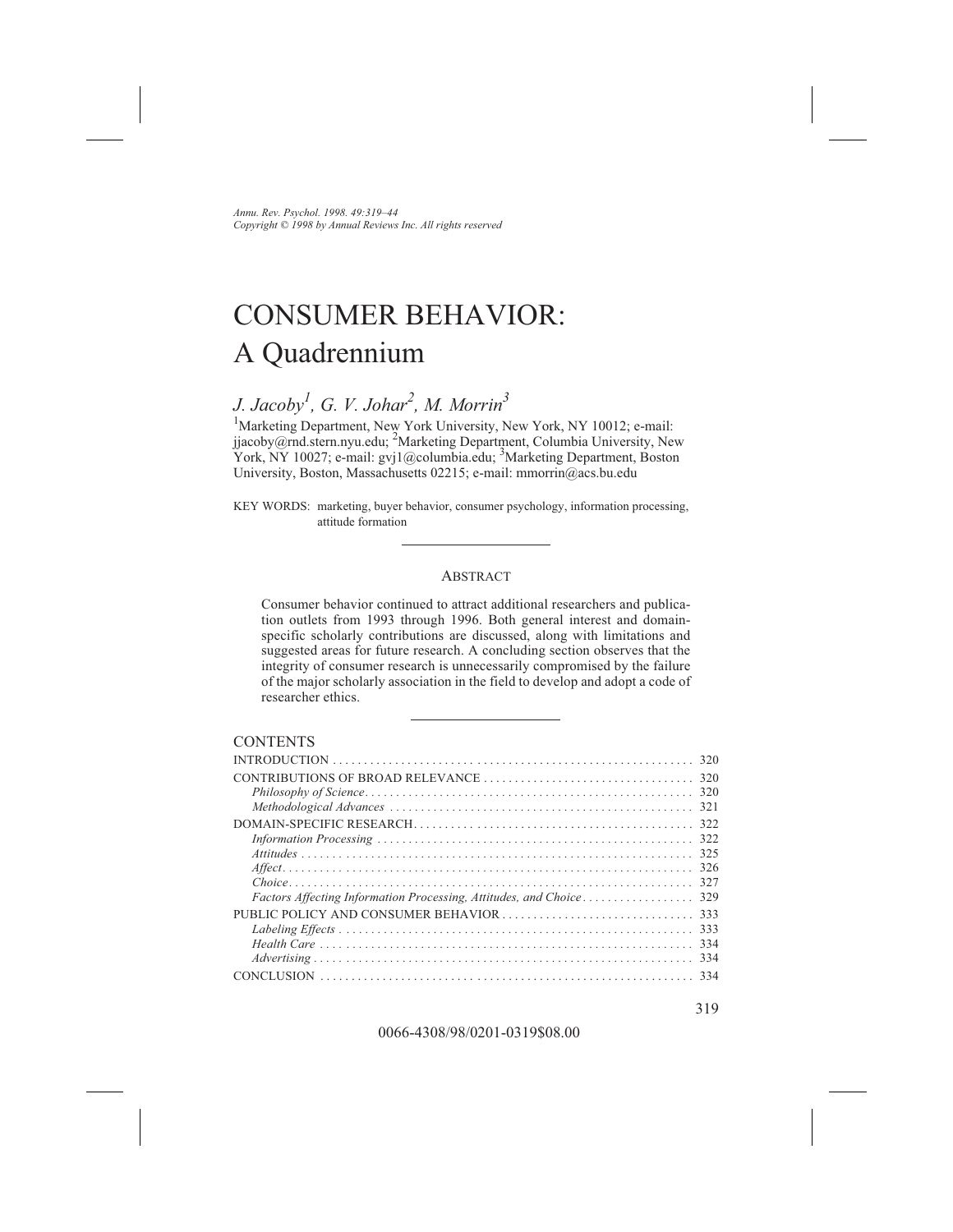*Annu. Rev. Psychol. 1998. 49:319–44*
*Copyright © 1998 by Annual Reviews Inc. All rights reserved*

# CONSUMER BEHAVIOR: A Quadrennium

*J. Jacoby[1], G. V. Johar[2], M. Morrin[3]*

[1]Marketing Department, New York University, New York, NY 10012; e-mail: jjacoby@rnd.stern.nyu.edu; [2]Marketing Department, Columbia University, New York, NY 10027; e-mail: gvj1@columbia.edu; [3]Marketing Department, Boston University, Boston, Massachusetts 02215; e-mail: mmorrin@acs.bu.edu

KEY WORDS: marketing, buyer behavior, consumer psychology, information processing, attitude formation

## ABSTRACT

Consumer behavior continued to attract additional researchers and publication outlets from 1993 through 1996. Both general interest and domain-specific scholarly contributions are discussed, along with limitations and suggested areas for future research. A concluding section observes that the integrity of consumer research is unnecessarily compromised by the failure of the major scholarly association in the field to develop and adopt a code of researcher ethics.

## CONTENTS

| | |
|---|---|
| INTRODUCTION | 320 |
| CONTRIBUTIONS OF BROAD RELEVANCE | 320 |
| *Philosophy of Science* | 320 |
| *Methodological Advances* | 321 |
| DOMAIN-SPECIFIC RESEARCH | 322 |
| *Information Processing* | 322 |
| *Attitudes* | 325 |
| *Affect* | 326 |
| *Choice* | 327 |
| *Factors Affecting Information Processing, Attitudes, and Choice* | 329 |
| PUBLIC POLICY AND CONSUMER BEHAVIOR | 333 |
| *Labeling Effects* | 333 |
| *Health Care* | 334 |
| *Advertising* | 334 |
| CONCLUSION | 334 |

0066-4308/98/0201-0319$08.00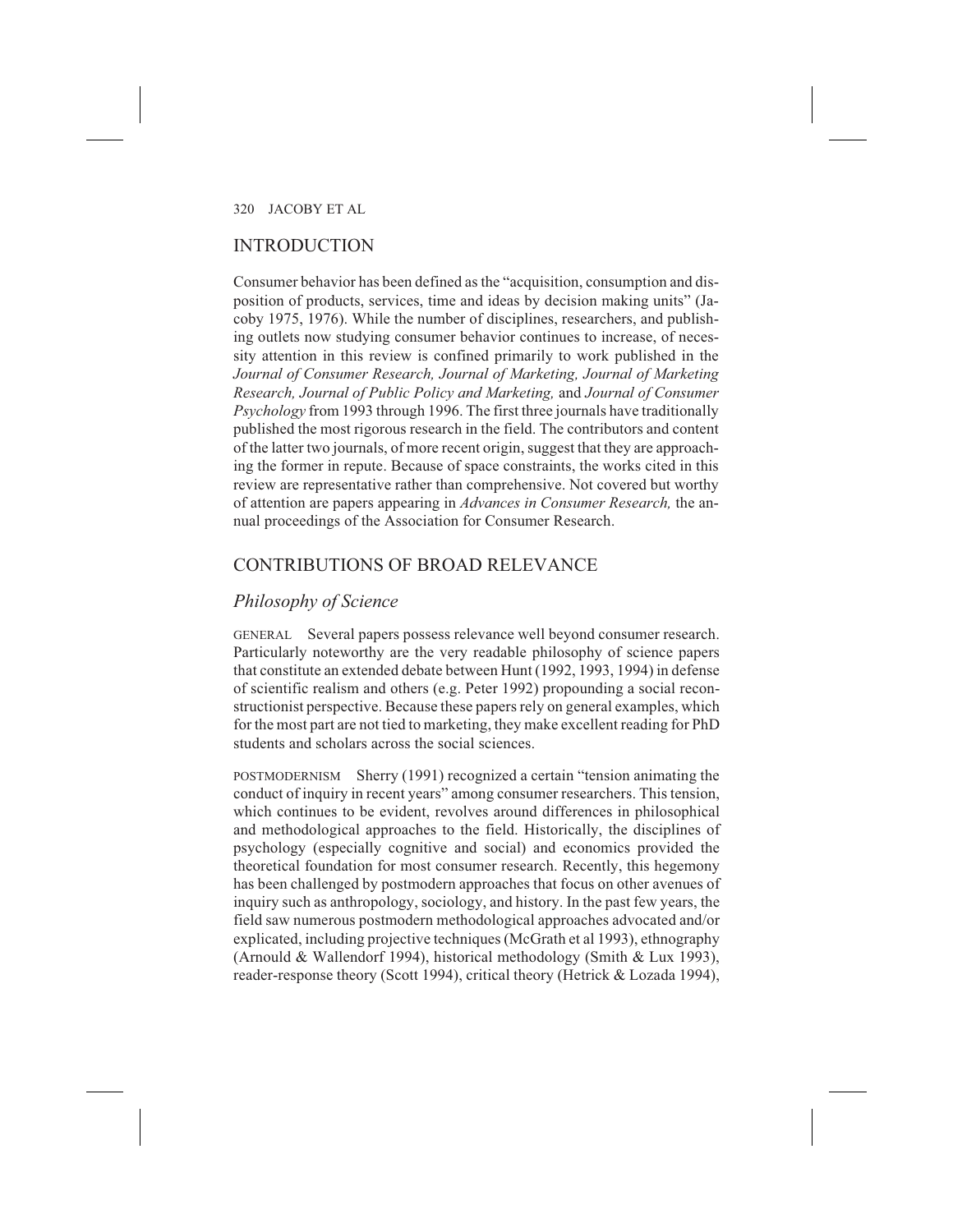## INTRODUCTION

Consumer behavior has been defined as the "acquisition, consumption and disposition of products, services, time and ideas by decision making units" (Jacoby 1975, 1976). While the number of disciplines, researchers, and publishing outlets now studying consumer behavior continues to increase, of necessity attention in this review is confined primarily to work published in the *Journal of Consumer Research, Journal of Marketing, Journal of Marketing Research, Journal of Public Policy and Marketing,* and *Journal of Consumer Psychology* from 1993 through 1996. The first three journals have traditionally published the most rigorous research in the field. The contributors and content of the latter two journals, of more recent origin, suggest that they are approaching the former in repute. Because of space constraints, the works cited in this review are representative rather than comprehensive. Not covered but worthy of attention are papers appearing in *Advances in Consumer Research,* the annual proceedings of the Association for Consumer Research.

## CONTRIBUTIONS OF BROAD RELEVANCE

### *Philosophy of Science*

GENERAL Several papers possess relevance well beyond consumer research. Particularly noteworthy are the very readable philosophy of science papers that constitute an extended debate between Hunt (1992, 1993, 1994) in defense of scientific realism and others (e.g. Peter 1992) propounding a social reconstructionist perspective. Because these papers rely on general examples, which for the most part are not tied to marketing, they make excellent reading for PhD students and scholars across the social sciences.

POSTMODERNISM Sherry (1991) recognized a certain "tension animating the conduct of inquiry in recent years" among consumer researchers. This tension, which continues to be evident, revolves around differences in philosophical and methodological approaches to the field. Historically, the disciplines of psychology (especially cognitive and social) and economics provided the theoretical foundation for most consumer research. Recently, this hegemony has been challenged by postmodern approaches that focus on other avenues of inquiry such as anthropology, sociology, and history. In the past few years, the field saw numerous postmodern methodological approaches advocated and/or explicated, including projective techniques (McGrath et al 1993), ethnography (Arnould & Wallendorf 1994), historical methodology (Smith & Lux 1993), reader-response theory (Scott 1994), critical theory (Hetrick & Lozada 1994),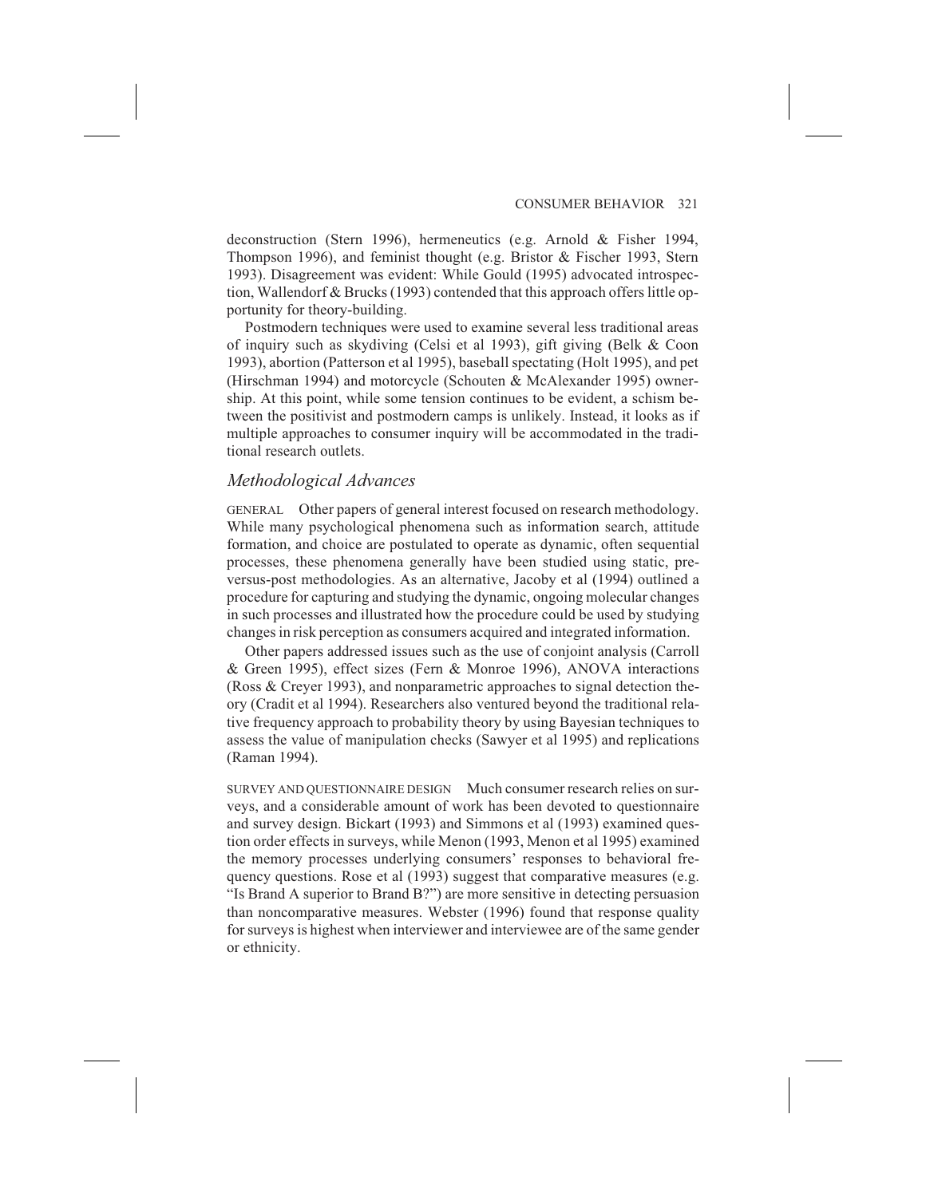deconstruction (Stern 1996), hermeneutics (e.g. Arnold & Fisher 1994, Thompson 1996), and feminist thought (e.g. Bristor & Fischer 1993, Stern 1993). Disagreement was evident: While Gould (1995) advocated introspection, Wallendorf & Brucks (1993) contended that this approach offers little opportunity for theory-building.

Postmodern techniques were used to examine several less traditional areas of inquiry such as skydiving (Celsi et al 1993), gift giving (Belk & Coon 1993), abortion (Patterson et al 1995), baseball spectating (Holt 1995), and pet (Hirschman 1994) and motorcycle (Schouten & McAlexander 1995) ownership. At this point, while some tension continues to be evident, a schism between the positivist and postmodern camps is unlikely. Instead, it looks as if multiple approaches to consumer inquiry will be accommodated in the traditional research outlets.

## *Methodological Advances*

GENERAL Other papers of general interest focused on research methodology. While many psychological phenomena such as information search, attitude formation, and choice are postulated to operate as dynamic, often sequential processes, these phenomena generally have been studied using static, pre-versus-post methodologies. As an alternative, Jacoby et al (1994) outlined a procedure for capturing and studying the dynamic, ongoing molecular changes in such processes and illustrated how the procedure could be used by studying changes in risk perception as consumers acquired and integrated information.

Other papers addressed issues such as the use of conjoint analysis (Carroll & Green 1995), effect sizes (Fern & Monroe 1996), ANOVA interactions (Ross & Creyer 1993), and nonparametric approaches to signal detection theory (Cradit et al 1994). Researchers also ventured beyond the traditional relative frequency approach to probability theory by using Bayesian techniques to assess the value of manipulation checks (Sawyer et al 1995) and replications (Raman 1994).

SURVEY AND QUESTIONNAIRE DESIGN Much consumer research relies on surveys, and a considerable amount of work has been devoted to questionnaire and survey design. Bickart (1993) and Simmons et al (1993) examined question order effects in surveys, while Menon (1993, Menon et al 1995) examined the memory processes underlying consumers' responses to behavioral frequency questions. Rose et al (1993) suggest that comparative measures (e.g. "Is Brand A superior to Brand B?") are more sensitive in detecting persuasion than noncomparative measures. Webster (1996) found that response quality for surveys is highest when interviewer and interviewee are of the same gender or ethnicity.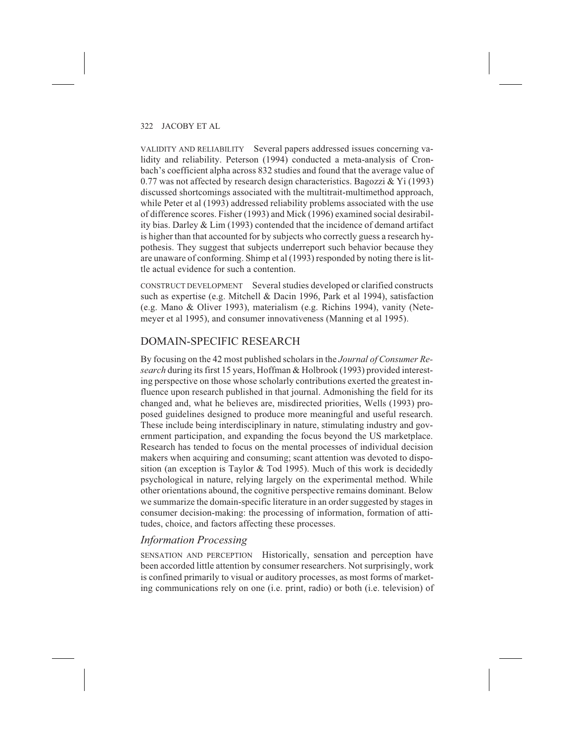VALIDITY AND RELIABILITY Several papers addressed issues concerning validity and reliability. Peterson (1994) conducted a meta-analysis of Cronbach's coefficient alpha across 832 studies and found that the average value of 0.77 was not affected by research design characteristics. Bagozzi & Yi (1993) discussed shortcomings associated with the multitrait-multimethod approach, while Peter et al (1993) addressed reliability problems associated with the use of difference scores. Fisher (1993) and Mick (1996) examined social desirability bias. Darley & Lim (1993) contended that the incidence of demand artifact is higher than that accounted for by subjects who correctly guess a research hypothesis. They suggest that subjects underreport such behavior because they are unaware of conforming. Shimp et al (1993) responded by noting there is little actual evidence for such a contention.

CONSTRUCT DEVELOPMENT Several studies developed or clarified constructs such as expertise (e.g. Mitchell & Dacin 1996, Park et al 1994), satisfaction (e.g. Mano & Oliver 1993), materialism (e.g. Richins 1994), vanity (Netemeyer et al 1995), and consumer innovativeness (Manning et al 1995).

## DOMAIN-SPECIFIC RESEARCH

By focusing on the 42 most published scholars in the *Journal of Consumer Research* during its first 15 years, Hoffman & Holbrook (1993) provided interesting perspective on those whose scholarly contributions exerted the greatest influence upon research published in that journal. Admonishing the field for its changed and, what he believes are, misdirected priorities, Wells (1993) proposed guidelines designed to produce more meaningful and useful research. These include being interdisciplinary in nature, stimulating industry and government participation, and expanding the focus beyond the US marketplace. Research has tended to focus on the mental processes of individual decision makers when acquiring and consuming; scant attention was devoted to disposition (an exception is Taylor & Tod 1995). Much of this work is decidedly psychological in nature, relying largely on the experimental method. While other orientations abound, the cognitive perspective remains dominant. Below we summarize the domain-specific literature in an order suggested by stages in consumer decision-making: the processing of information, formation of attitudes, choice, and factors affecting these processes.

### *Information Processing*

SENSATION AND PERCEPTION Historically, sensation and perception have been accorded little attention by consumer researchers. Not surprisingly, work is confined primarily to visual or auditory processes, as most forms of marketing communications rely on one (i.e. print, radio) or both (i.e. television) of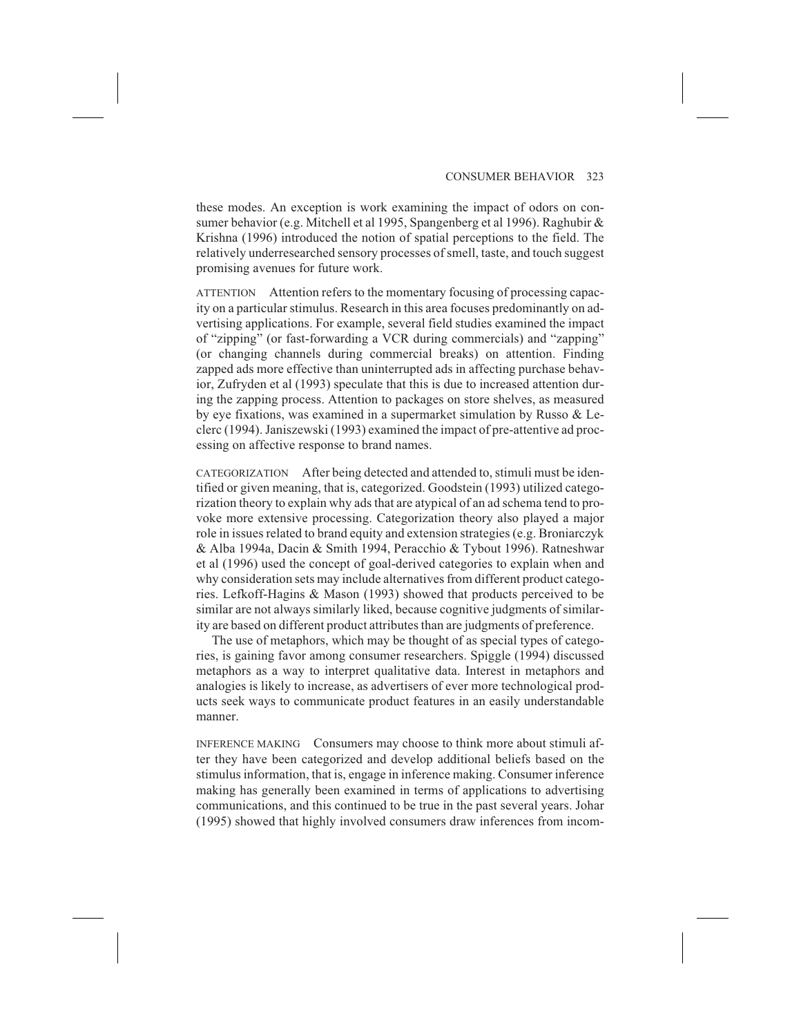these modes. An exception is work examining the impact of odors on consumer behavior (e.g. Mitchell et al 1995, Spangenberg et al 1996). Raghubir & Krishna (1996) introduced the notion of spatial perceptions to the field. The relatively underresearched sensory processes of smell, taste, and touch suggest promising avenues for future work.

ATTENTION Attention refers to the momentary focusing of processing capacity on a particular stimulus. Research in this area focuses predominantly on advertising applications. For example, several field studies examined the impact of "zipping" (or fast-forwarding a VCR during commercials) and "zapping" (or changing channels during commercial breaks) on attention. Finding zapped ads more effective than uninterrupted ads in affecting purchase behavior, Zufryden et al (1993) speculate that this is due to increased attention during the zapping process. Attention to packages on store shelves, as measured by eye fixations, was examined in a supermarket simulation by Russo & Leclerc (1994). Janiszewski (1993) examined the impact of pre-attentive ad processing on affective response to brand names.

CATEGORIZATION After being detected and attended to, stimuli must be identified or given meaning, that is, categorized. Goodstein (1993) utilized categorization theory to explain why ads that are atypical of an ad schema tend to provoke more extensive processing. Categorization theory also played a major role in issues related to brand equity and extension strategies (e.g. Broniarczyk & Alba 1994a, Dacin & Smith 1994, Peracchio & Tybout 1996). Ratneshwar et al (1996) used the concept of goal-derived categories to explain when and why consideration sets may include alternatives from different product categories. Lefkoff-Hagins & Mason (1993) showed that products perceived to be similar are not always similarly liked, because cognitive judgments of similarity are based on different product attributes than are judgments of preference.

The use of metaphors, which may be thought of as special types of categories, is gaining favor among consumer researchers. Spiggle (1994) discussed metaphors as a way to interpret qualitative data. Interest in metaphors and analogies is likely to increase, as advertisers of ever more technological products seek ways to communicate product features in an easily understandable manner.

INFERENCE MAKING Consumers may choose to think more about stimuli after they have been categorized and develop additional beliefs based on the stimulus information, that is, engage in inference making. Consumer inference making has generally been examined in terms of applications to advertising communications, and this continued to be true in the past several years. Johar (1995) showed that highly involved consumers draw inferences from incom-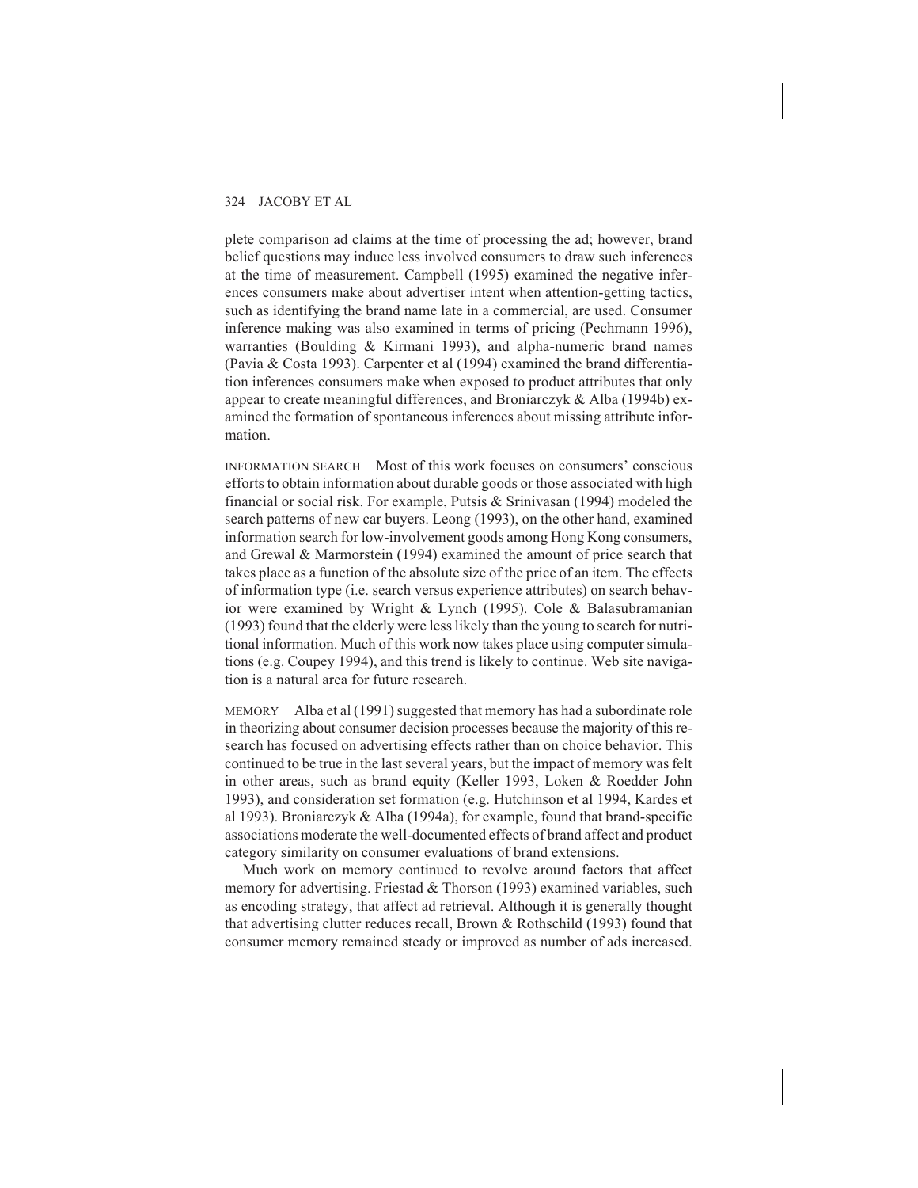plete comparison ad claims at the time of processing the ad; however, brand belief questions may induce less involved consumers to draw such inferences at the time of measurement. Campbell (1995) examined the negative inferences consumers make about advertiser intent when attention-getting tactics, such as identifying the brand name late in a commercial, are used. Consumer inference making was also examined in terms of pricing (Pechmann 1996), warranties (Boulding & Kirmani 1993), and alpha-numeric brand names (Pavia & Costa 1993). Carpenter et al (1994) examined the brand differentiation inferences consumers make when exposed to product attributes that only appear to create meaningful differences, and Broniarczyk & Alba (1994b) examined the formation of spontaneous inferences about missing attribute information.

INFORMATION SEARCH   Most of this work focuses on consumers' conscious efforts to obtain information about durable goods or those associated with high financial or social risk. For example, Putsis & Srinivasan (1994) modeled the search patterns of new car buyers. Leong (1993), on the other hand, examined information search for low-involvement goods among Hong Kong consumers, and Grewal & Marmorstein (1994) examined the amount of price search that takes place as a function of the absolute size of the price of an item. The effects of information type (i.e. search versus experience attributes) on search behavior were examined by Wright & Lynch (1995). Cole & Balasubramanian (1993) found that the elderly were less likely than the young to search for nutritional information. Much of this work now takes place using computer simulations (e.g. Coupey 1994), and this trend is likely to continue. Web site navigation is a natural area for future research.

MEMORY   Alba et al (1991) suggested that memory has had a subordinate role in theorizing about consumer decision processes because the majority of this research has focused on advertising effects rather than on choice behavior. This continued to be true in the last several years, but the impact of memory was felt in other areas, such as brand equity (Keller 1993, Loken & Roedder John 1993), and consideration set formation (e.g. Hutchinson et al 1994, Kardes et al 1993). Broniarczyk & Alba (1994a), for example, found that brand-specific associations moderate the well-documented effects of brand affect and product category similarity on consumer evaluations of brand extensions.

Much work on memory continued to revolve around factors that affect memory for advertising. Friestad & Thorson (1993) examined variables, such as encoding strategy, that affect ad retrieval. Although it is generally thought that advertising clutter reduces recall, Brown & Rothschild (1993) found that consumer memory remained steady or improved as number of ads increased.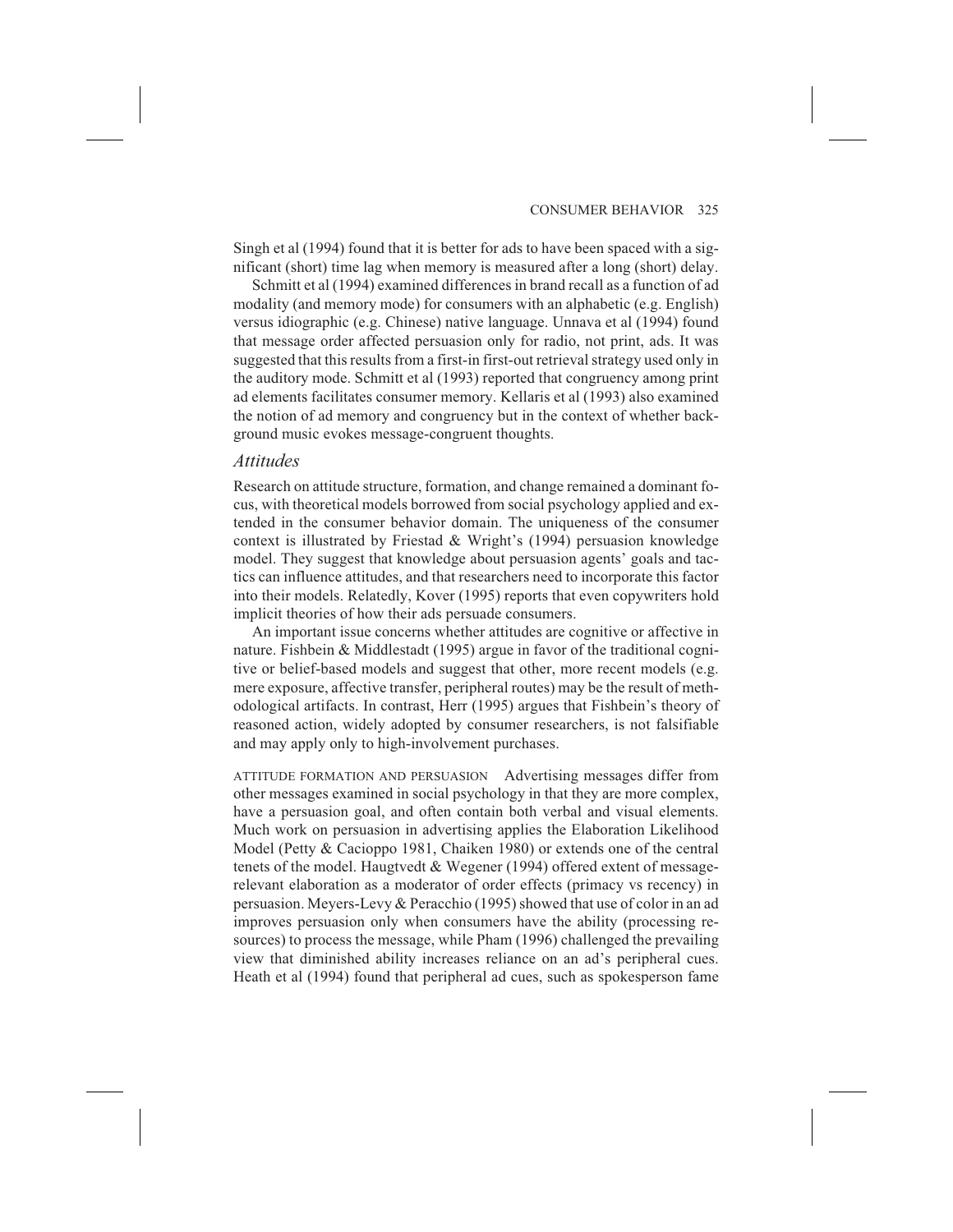Singh et al (1994) found that it is better for ads to have been spaced with a significant (short) time lag when memory is measured after a long (short) delay.

Schmitt et al (1994) examined differences in brand recall as a function of ad modality (and memory mode) for consumers with an alphabetic (e.g. English) versus idiographic (e.g. Chinese) native language. Unnava et al (1994) found that message order affected persuasion only for radio, not print, ads. It was suggested that this results from a first-in first-out retrieval strategy used only in the auditory mode. Schmitt et al (1993) reported that congruency among print ad elements facilitates consumer memory. Kellaris et al (1993) also examined the notion of ad memory and congruency but in the context of whether background music evokes message-congruent thoughts.

### *Attitudes*

Research on attitude structure, formation, and change remained a dominant focus, with theoretical models borrowed from social psychology applied and extended in the consumer behavior domain. The uniqueness of the consumer context is illustrated by Friestad & Wright's (1994) persuasion knowledge model. They suggest that knowledge about persuasion agents' goals and tactics can influence attitudes, and that researchers need to incorporate this factor into their models. Relatedly, Kover (1995) reports that even copywriters hold implicit theories of how their ads persuade consumers.

An important issue concerns whether attitudes are cognitive or affective in nature. Fishbein & Middlestadt (1995) argue in favor of the traditional cognitive or belief-based models and suggest that other, more recent models (e.g. mere exposure, affective transfer, peripheral routes) may be the result of methodological artifacts. In contrast, Herr (1995) argues that Fishbein's theory of reasoned action, widely adopted by consumer researchers, is not falsifiable and may apply only to high-involvement purchases.

ATTITUDE FORMATION AND PERSUASION Advertising messages differ from other messages examined in social psychology in that they are more complex, have a persuasion goal, and often contain both verbal and visual elements. Much work on persuasion in advertising applies the Elaboration Likelihood Model (Petty & Cacioppo 1981, Chaiken 1980) or extends one of the central tenets of the model. Haugtvedt & Wegener (1994) offered extent of message-relevant elaboration as a moderator of order effects (primacy vs recency) in persuasion. Meyers-Levy & Peracchio (1995) showed that use of color in an ad improves persuasion only when consumers have the ability (processing resources) to process the message, while Pham (1996) challenged the prevailing view that diminished ability increases reliance on an ad's peripheral cues. Heath et al (1994) found that peripheral ad cues, such as spokesperson fame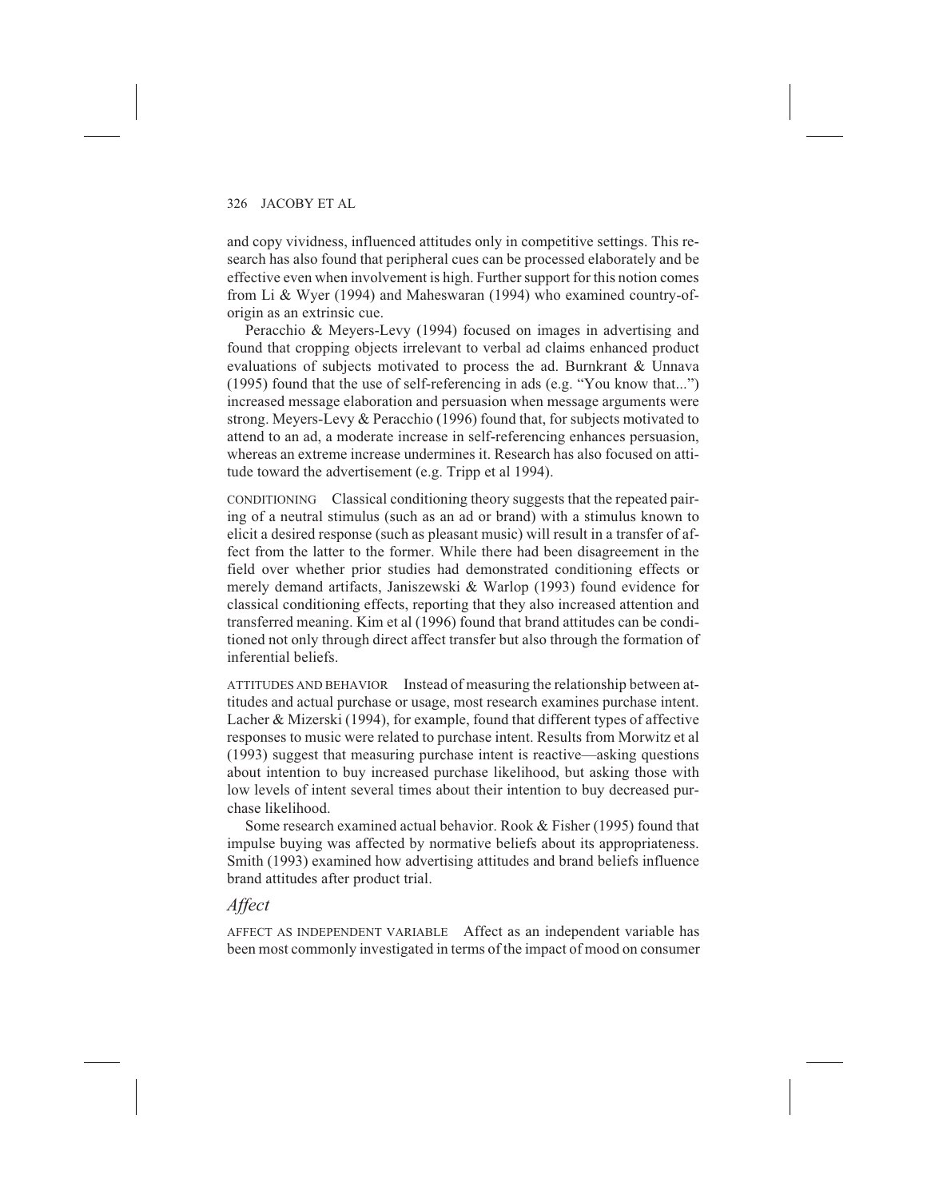and copy vividness, influenced attitudes only in competitive settings. This research has also found that peripheral cues can be processed elaborately and be effective even when involvement is high. Further support for this notion comes from Li & Wyer (1994) and Maheswaran (1994) who examined country-of-origin as an extrinsic cue.

Peracchio & Meyers-Levy (1994) focused on images in advertising and found that cropping objects irrelevant to verbal ad claims enhanced product evaluations of subjects motivated to process the ad. Burnkrant & Unnava (1995) found that the use of self-referencing in ads (e.g. "You know that...") increased message elaboration and persuasion when message arguments were strong. Meyers-Levy & Peracchio (1996) found that, for subjects motivated to attend to an ad, a moderate increase in self-referencing enhances persuasion, whereas an extreme increase undermines it. Research has also focused on attitude toward the advertisement (e.g. Tripp et al 1994).

CONDITIONING Classical conditioning theory suggests that the repeated pairing of a neutral stimulus (such as an ad or brand) with a stimulus known to elicit a desired response (such as pleasant music) will result in a transfer of affect from the latter to the former. While there had been disagreement in the field over whether prior studies had demonstrated conditioning effects or merely demand artifacts, Janiszewski & Warlop (1993) found evidence for classical conditioning effects, reporting that they also increased attention and transferred meaning. Kim et al (1996) found that brand attitudes can be conditioned not only through direct affect transfer but also through the formation of inferential beliefs.

ATTITUDES AND BEHAVIOR Instead of measuring the relationship between attitudes and actual purchase or usage, most research examines purchase intent. Lacher & Mizerski (1994), for example, found that different types of affective responses to music were related to purchase intent. Results from Morwitz et al (1993) suggest that measuring purchase intent is reactive—asking questions about intention to buy increased purchase likelihood, but asking those with low levels of intent several times about their intention to buy decreased purchase likelihood.

Some research examined actual behavior. Rook & Fisher (1995) found that impulse buying was affected by normative beliefs about its appropriateness. Smith (1993) examined how advertising attitudes and brand beliefs influence brand attitudes after product trial.

### *Affect*

AFFECT AS INDEPENDENT VARIABLE Affect as an independent variable has been most commonly investigated in terms of the impact of mood on consumer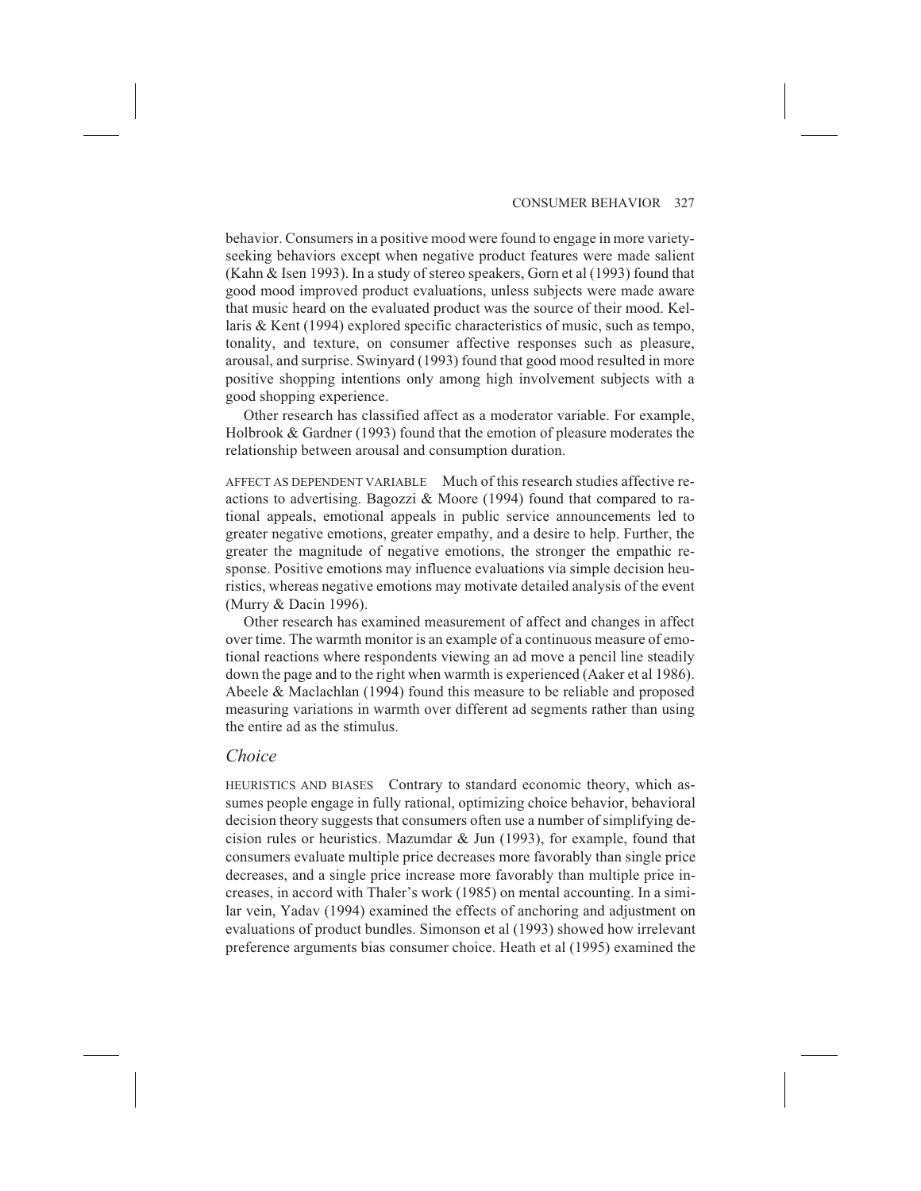behavior. Consumers in a positive mood were found to engage in more variety-seeking behaviors except when negative product features were made salient (Kahn & Isen 1993). In a study of stereo speakers, Gorn et al (1993) found that good mood improved product evaluations, unless subjects were made aware that music heard on the evaluated product was the source of their mood. Kellaris & Kent (1994) explored specific characteristics of music, such as tempo, tonality, and texture, on consumer affective responses such as pleasure, arousal, and surprise. Swinyard (1993) found that good mood resulted in more positive shopping intentions only among high involvement subjects with a good shopping experience.

Other research has classified affect as a moderator variable. For example, Holbrook & Gardner (1993) found that the emotion of pleasure moderates the relationship between arousal and consumption duration.

AFFECT AS DEPENDENT VARIABLE Much of this research studies affective reactions to advertising. Bagozzi & Moore (1994) found that compared to rational appeals, emotional appeals in public service announcements led to greater negative emotions, greater empathy, and a desire to help. Further, the greater the magnitude of negative emotions, the stronger the empathic response. Positive emotions may influence evaluations via simple decision heuristics, whereas negative emotions may motivate detailed analysis of the event (Murry & Dacin 1996).

Other research has examined measurement of affect and changes in affect over time. The warmth monitor is an example of a continuous measure of emotional reactions where respondents viewing an ad move a pencil line steadily down the page and to the right when warmth is experienced (Aaker et al 1986). Abeele & Maclachlan (1994) found this measure to be reliable and proposed measuring variations in warmth over different ad segments rather than using the entire ad as the stimulus.

### *Choice*

HEURISTICS AND BIASES Contrary to standard economic theory, which assumes people engage in fully rational, optimizing choice behavior, behavioral decision theory suggests that consumers often use a number of simplifying decision rules or heuristics. Mazumdar & Jun (1993), for example, found that consumers evaluate multiple price decreases more favorably than single price decreases, and a single price increase more favorably than multiple price increases, in accord with Thaler's work (1985) on mental accounting. In a similar vein, Yadav (1994) examined the effects of anchoring and adjustment on evaluations of product bundles. Simonson et al (1993) showed how irrelevant preference arguments bias consumer choice. Heath et al (1995) examined the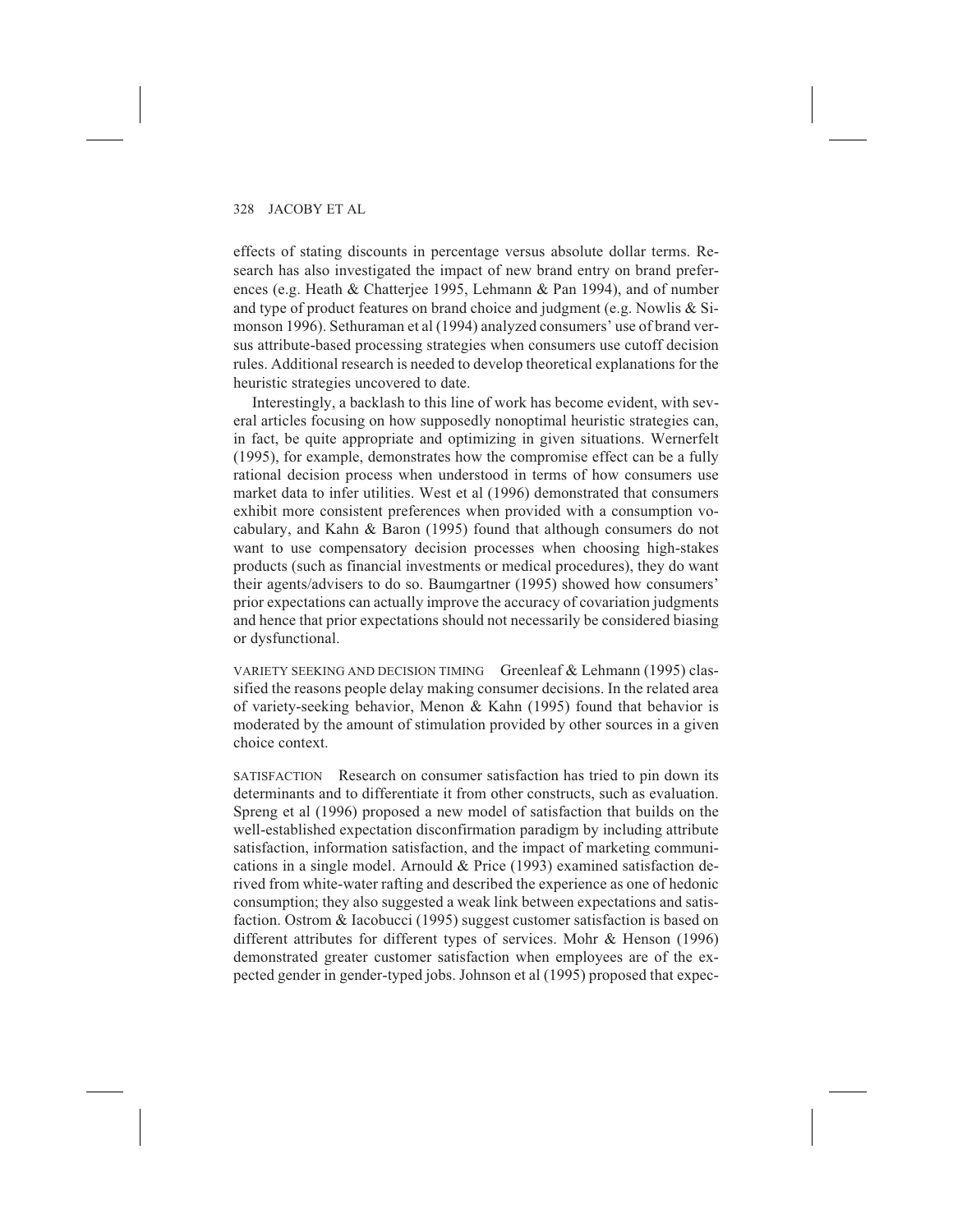effects of stating discounts in percentage versus absolute dollar terms. Research has also investigated the impact of new brand entry on brand preferences (e.g. Heath & Chatterjee 1995, Lehmann & Pan 1994), and of number and type of product features on brand choice and judgment (e.g. Nowlis & Simonson 1996). Sethuraman et al (1994) analyzed consumers' use of brand versus attribute-based processing strategies when consumers use cutoff decision rules. Additional research is needed to develop theoretical explanations for the heuristic strategies uncovered to date.

Interestingly, a backlash to this line of work has become evident, with several articles focusing on how supposedly nonoptimal heuristic strategies can, in fact, be quite appropriate and optimizing in given situations. Wernerfelt (1995), for example, demonstrates how the compromise effect can be a fully rational decision process when understood in terms of how consumers use market data to infer utilities. West et al (1996) demonstrated that consumers exhibit more consistent preferences when provided with a consumption vocabulary, and Kahn & Baron (1995) found that although consumers do not want to use compensatory decision processes when choosing high-stakes products (such as financial investments or medical procedures), they do want their agents/advisers to do so. Baumgartner (1995) showed how consumers' prior expectations can actually improve the accuracy of covariation judgments and hence that prior expectations should not necessarily be considered biasing or dysfunctional.

VARIETY SEEKING AND DECISION TIMING Greenleaf & Lehmann (1995) classified the reasons people delay making consumer decisions. In the related area of variety-seeking behavior, Menon & Kahn (1995) found that behavior is moderated by the amount of stimulation provided by other sources in a given choice context.

SATISFACTION Research on consumer satisfaction has tried to pin down its determinants and to differentiate it from other constructs, such as evaluation. Spreng et al (1996) proposed a new model of satisfaction that builds on the well-established expectation disconfirmation paradigm by including attribute satisfaction, information satisfaction, and the impact of marketing communications in a single model. Arnould & Price (1993) examined satisfaction derived from white-water rafting and described the experience as one of hedonic consumption; they also suggested a weak link between expectations and satisfaction. Ostrom & Iacobucci (1995) suggest customer satisfaction is based on different attributes for different types of services. Mohr & Henson (1996) demonstrated greater customer satisfaction when employees are of the expected gender in gender-typed jobs. Johnson et al (1995) proposed that expec-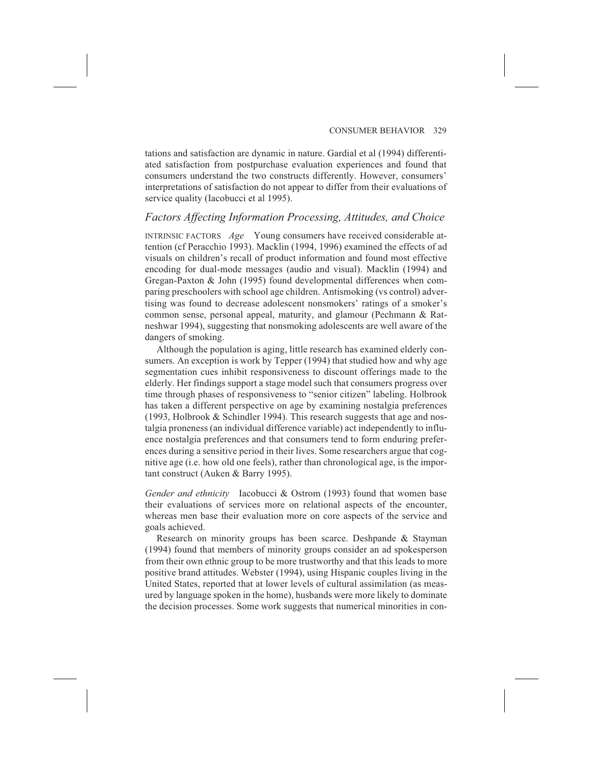tations and satisfaction are dynamic in nature. Gardial et al (1994) differentiated satisfaction from postpurchase evaluation experiences and found that consumers understand the two constructs differently. However, consumers' interpretations of satisfaction do not appear to differ from their evaluations of service quality (Iacobucci et al 1995).

## *Factors Affecting Information Processing, Attitudes, and Choice*

INTRINSIC FACTORS *Age* Young consumers have received considerable attention (cf Peracchio 1993). Macklin (1994, 1996) examined the effects of ad visuals on children's recall of product information and found most effective encoding for dual-mode messages (audio and visual). Macklin (1994) and Gregan-Paxton & John (1995) found developmental differences when comparing preschoolers with school age children. Antismoking (vs control) advertising was found to decrease adolescent nonsmokers' ratings of a smoker's common sense, personal appeal, maturity, and glamour (Pechmann & Ratneshwar 1994), suggesting that nonsmoking adolescents are well aware of the dangers of smoking.

Although the population is aging, little research has examined elderly consumers. An exception is work by Tepper (1994) that studied how and why age segmentation cues inhibit responsiveness to discount offerings made to the elderly. Her findings support a stage model such that consumers progress over time through phases of responsiveness to "senior citizen" labeling. Holbrook has taken a different perspective on age by examining nostalgia preferences (1993, Holbrook & Schindler 1994). This research suggests that age and nostalgia proneness (an individual difference variable) act independently to influence nostalgia preferences and that consumers tend to form enduring preferences during a sensitive period in their lives. Some researchers argue that cognitive age (i.e. how old one feels), rather than chronological age, is the important construct (Auken & Barry 1995).

*Gender and ethnicity* Iacobucci & Ostrom (1993) found that women base their evaluations of services more on relational aspects of the encounter, whereas men base their evaluation more on core aspects of the service and goals achieved.

Research on minority groups has been scarce. Deshpande & Stayman (1994) found that members of minority groups consider an ad spokesperson from their own ethnic group to be more trustworthy and that this leads to more positive brand attitudes. Webster (1994), using Hispanic couples living in the United States, reported that at lower levels of cultural assimilation (as measured by language spoken in the home), husbands were more likely to dominate the decision processes. Some work suggests that numerical minorities in con-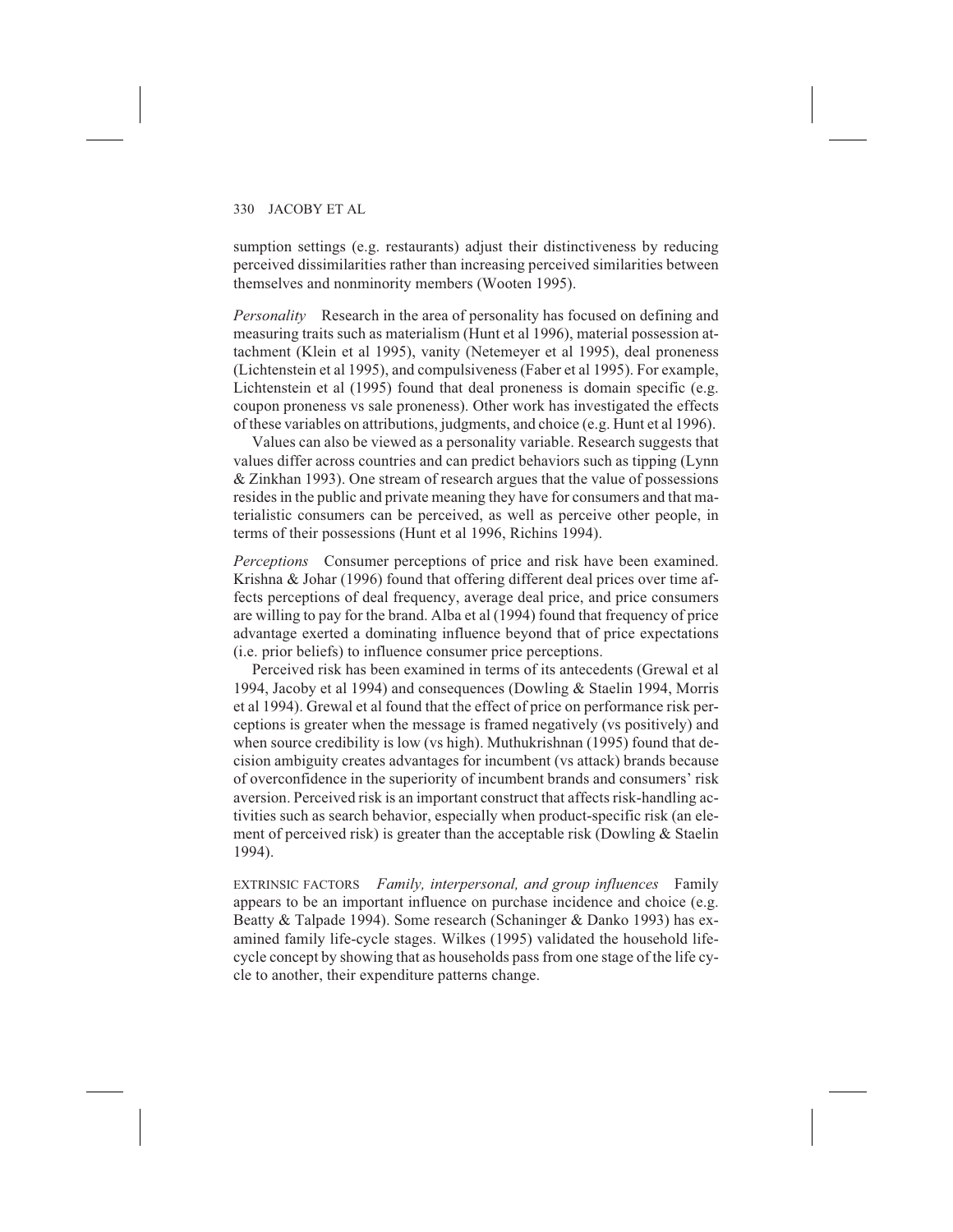sumption settings (e.g. restaurants) adjust their distinctiveness by reducing perceived dissimilarities rather than increasing perceived similarities between themselves and nonminority members (Wooten 1995).

*Personality* Research in the area of personality has focused on defining and measuring traits such as materialism (Hunt et al 1996), material possession attachment (Klein et al 1995), vanity (Netemeyer et al 1995), deal proneness (Lichtenstein et al 1995), and compulsiveness (Faber et al 1995). For example, Lichtenstein et al (1995) found that deal proneness is domain specific (e.g. coupon proneness vs sale proneness). Other work has investigated the effects of these variables on attributions, judgments, and choice (e.g. Hunt et al 1996).

Values can also be viewed as a personality variable. Research suggests that values differ across countries and can predict behaviors such as tipping (Lynn & Zinkhan 1993). One stream of research argues that the value of possessions resides in the public and private meaning they have for consumers and that materialistic consumers can be perceived, as well as perceive other people, in terms of their possessions (Hunt et al 1996, Richins 1994).

*Perceptions* Consumer perceptions of price and risk have been examined. Krishna & Johar (1996) found that offering different deal prices over time affects perceptions of deal frequency, average deal price, and price consumers are willing to pay for the brand. Alba et al (1994) found that frequency of price advantage exerted a dominating influence beyond that of price expectations (i.e. prior beliefs) to influence consumer price perceptions.

Perceived risk has been examined in terms of its antecedents (Grewal et al 1994, Jacoby et al 1994) and consequences (Dowling & Staelin 1994, Morris et al 1994). Grewal et al found that the effect of price on performance risk perceptions is greater when the message is framed negatively (vs positively) and when source credibility is low (vs high). Muthukrishnan (1995) found that decision ambiguity creates advantages for incumbent (vs attack) brands because of overconfidence in the superiority of incumbent brands and consumers' risk aversion. Perceived risk is an important construct that affects risk-handling activities such as search behavior, especially when product-specific risk (an element of perceived risk) is greater than the acceptable risk (Dowling & Staelin 1994).

EXTRINSIC FACTORS *Family, interpersonal, and group influences* Family appears to be an important influence on purchase incidence and choice (e.g. Beatty & Talpade 1994). Some research (Schaninger & Danko 1993) has examined family life-cycle stages. Wilkes (1995) validated the household life-cycle concept by showing that as households pass from one stage of the life cycle to another, their expenditure patterns change.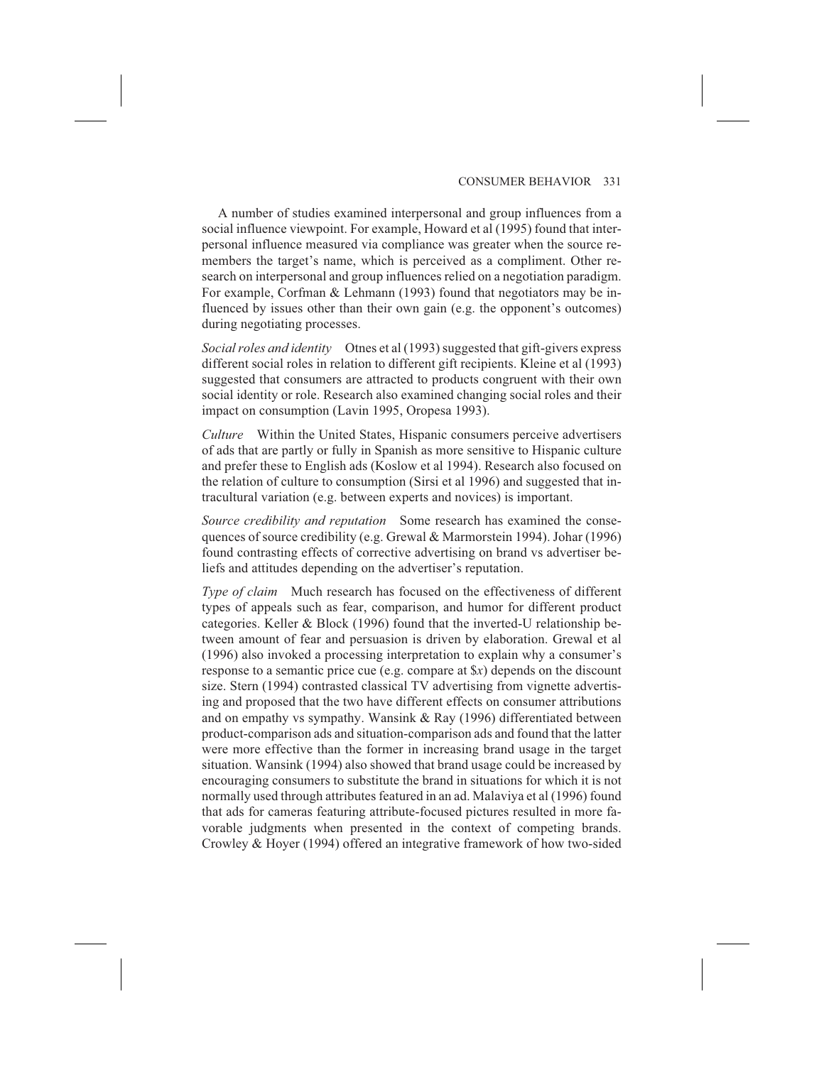A number of studies examined interpersonal and group influences from a social influence viewpoint. For example, Howard et al (1995) found that interpersonal influence measured via compliance was greater when the source remembers the target's name, which is perceived as a compliment. Other research on interpersonal and group influences relied on a negotiation paradigm. For example, Corfman & Lehmann (1993) found that negotiators may be influenced by issues other than their own gain (e.g. the opponent's outcomes) during negotiating processes.

*Social roles and identity* Otnes et al (1993) suggested that gift-givers express different social roles in relation to different gift recipients. Kleine et al (1993) suggested that consumers are attracted to products congruent with their own social identity or role. Research also examined changing social roles and their impact on consumption (Lavin 1995, Oropesa 1993).

*Culture* Within the United States, Hispanic consumers perceive advertisers of ads that are partly or fully in Spanish as more sensitive to Hispanic culture and prefer these to English ads (Koslow et al 1994). Research also focused on the relation of culture to consumption (Sirsi et al 1996) and suggested that intracultural variation (e.g. between experts and novices) is important.

*Source credibility and reputation* Some research has examined the consequences of source credibility (e.g. Grewal & Marmorstein 1994). Johar (1996) found contrasting effects of corrective advertising on brand vs advertiser beliefs and attitudes depending on the advertiser's reputation.

*Type of claim* Much research has focused on the effectiveness of different types of appeals such as fear, comparison, and humor for different product categories. Keller & Block (1996) found that the inverted-U relationship between amount of fear and persuasion is driven by elaboration. Grewal et al (1996) also invoked a processing interpretation to explain why a consumer's response to a semantic price cue (e.g. compare at $x) depends on the discount size. Stern (1994) contrasted classical TV advertising from vignette advertising and proposed that the two have different effects on consumer attributions and on empathy vs sympathy. Wansink & Ray (1996) differentiated between product-comparison ads and situation-comparison ads and found that the latter were more effective than the former in increasing brand usage in the target situation. Wansink (1994) also showed that brand usage could be increased by encouraging consumers to substitute the brand in situations for which it is not normally used through attributes featured in an ad. Malaviya et al (1996) found that ads for cameras featuring attribute-focused pictures resulted in more favorable judgments when presented in the context of competing brands. Crowley & Hoyer (1994) offered an integrative framework of how two-sided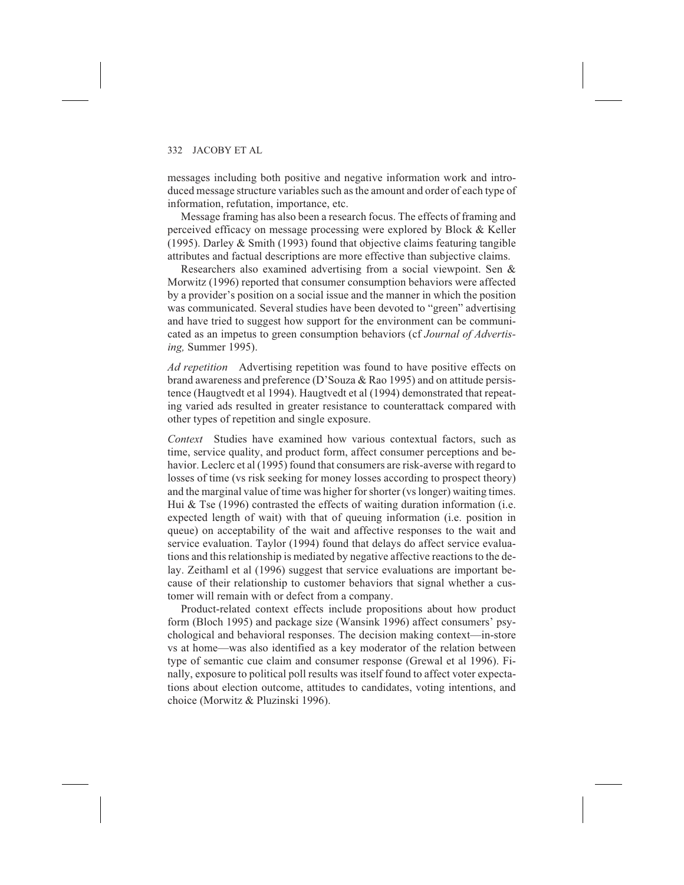messages including both positive and negative information work and introduced message structure variables such as the amount and order of each type of information, refutation, importance, etc.

Message framing has also been a research focus. The effects of framing and perceived efficacy on message processing were explored by Block & Keller (1995). Darley & Smith (1993) found that objective claims featuring tangible attributes and factual descriptions are more effective than subjective claims.

Researchers also examined advertising from a social viewpoint. Sen & Morwitz (1996) reported that consumer consumption behaviors were affected by a provider's position on a social issue and the manner in which the position was communicated. Several studies have been devoted to "green" advertising and have tried to suggest how support for the environment can be communicated as an impetus to green consumption behaviors (cf *Journal of Advertising,* Summer 1995).

*Ad repetition* Advertising repetition was found to have positive effects on brand awareness and preference (D'Souza & Rao 1995) and on attitude persistence (Haugtvedt et al 1994). Haugtvedt et al (1994) demonstrated that repeating varied ads resulted in greater resistance to counterattack compared with other types of repetition and single exposure.

*Context* Studies have examined how various contextual factors, such as time, service quality, and product form, affect consumer perceptions and behavior. Leclerc et al (1995) found that consumers are risk-averse with regard to losses of time (vs risk seeking for money losses according to prospect theory) and the marginal value of time was higher for shorter (vs longer) waiting times. Hui & Tse (1996) contrasted the effects of waiting duration information (i.e. expected length of wait) with that of queuing information (i.e. position in queue) on acceptability of the wait and affective responses to the wait and service evaluation. Taylor (1994) found that delays do affect service evaluations and this relationship is mediated by negative affective reactions to the delay. Zeithaml et al (1996) suggest that service evaluations are important because of their relationship to customer behaviors that signal whether a customer will remain with or defect from a company.

Product-related context effects include propositions about how product form (Bloch 1995) and package size (Wansink 1996) affect consumers' psychological and behavioral responses. The decision making context—in-store vs at home—was also identified as a key moderator of the relation between type of semantic cue claim and consumer response (Grewal et al 1996). Finally, exposure to political poll results was itself found to affect voter expectations about election outcome, attitudes to candidates, voting intentions, and choice (Morwitz & Pluzinski 1996).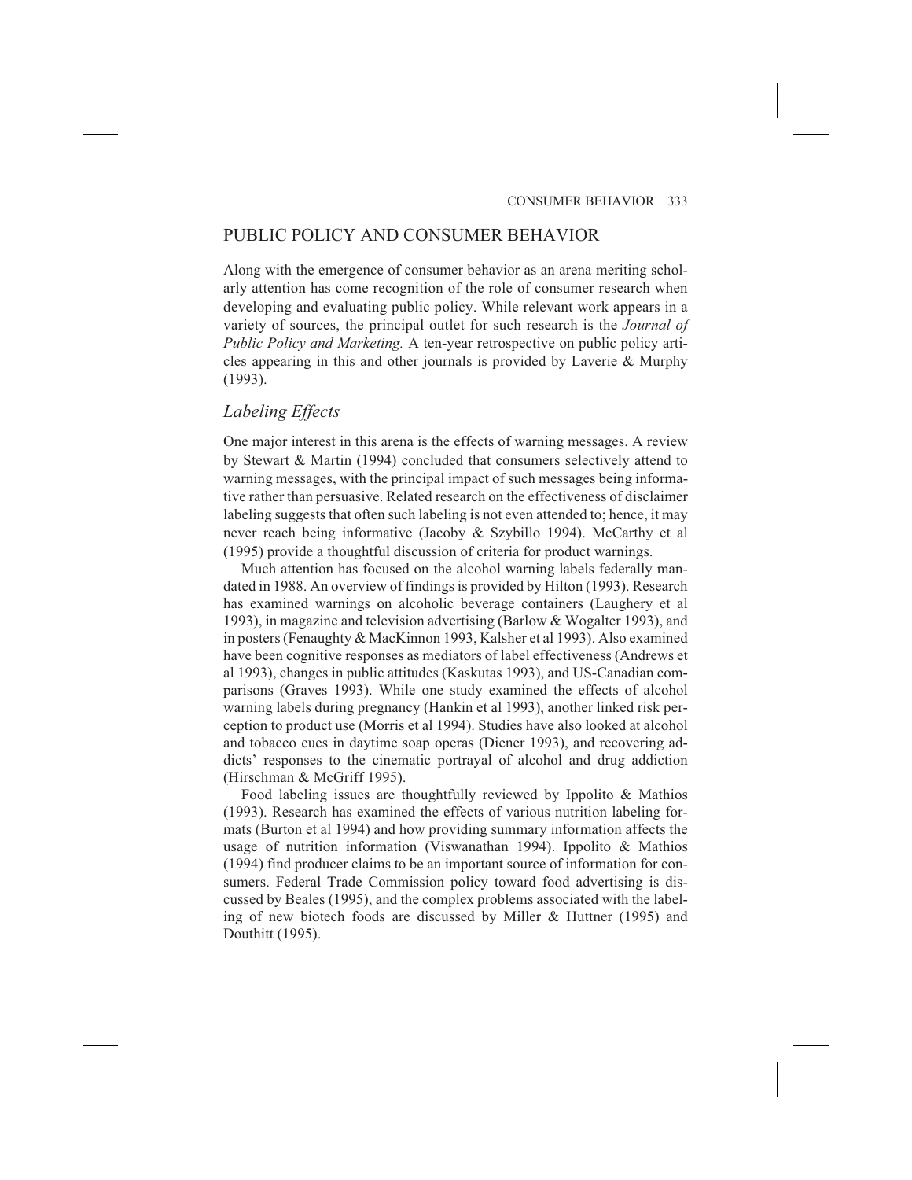## PUBLIC POLICY AND CONSUMER BEHAVIOR

Along with the emergence of consumer behavior as an arena meriting scholarly attention has come recognition of the role of consumer research when developing and evaluating public policy. While relevant work appears in a variety of sources, the principal outlet for such research is the *Journal of Public Policy and Marketing.* A ten-year retrospective on public policy articles appearing in this and other journals is provided by Laverie & Murphy (1993).

### *Labeling Effects*

One major interest in this arena is the effects of warning messages. A review by Stewart & Martin (1994) concluded that consumers selectively attend to warning messages, with the principal impact of such messages being informative rather than persuasive. Related research on the effectiveness of disclaimer labeling suggests that often such labeling is not even attended to; hence, it may never reach being informative (Jacoby & Szybillo 1994). McCarthy et al (1995) provide a thoughtful discussion of criteria for product warnings.

Much attention has focused on the alcohol warning labels federally mandated in 1988. An overview of findings is provided by Hilton (1993). Research has examined warnings on alcoholic beverage containers (Laughery et al 1993), in magazine and television advertising (Barlow & Wogalter 1993), and in posters (Fenaughty & MacKinnon 1993, Kalsher et al 1993). Also examined have been cognitive responses as mediators of label effectiveness (Andrews et al 1993), changes in public attitudes (Kaskutas 1993), and US-Canadian comparisons (Graves 1993). While one study examined the effects of alcohol warning labels during pregnancy (Hankin et al 1993), another linked risk perception to product use (Morris et al 1994). Studies have also looked at alcohol and tobacco cues in daytime soap operas (Diener 1993), and recovering addicts' responses to the cinematic portrayal of alcohol and drug addiction (Hirschman & McGriff 1995).

Food labeling issues are thoughtfully reviewed by Ippolito & Mathios (1993). Research has examined the effects of various nutrition labeling formats (Burton et al 1994) and how providing summary information affects the usage of nutrition information (Viswanathan 1994). Ippolito & Mathios (1994) find producer claims to be an important source of information for consumers. Federal Trade Commission policy toward food advertising is discussed by Beales (1995), and the complex problems associated with the labeling of new biotech foods are discussed by Miller & Huttner (1995) and Douthitt (1995).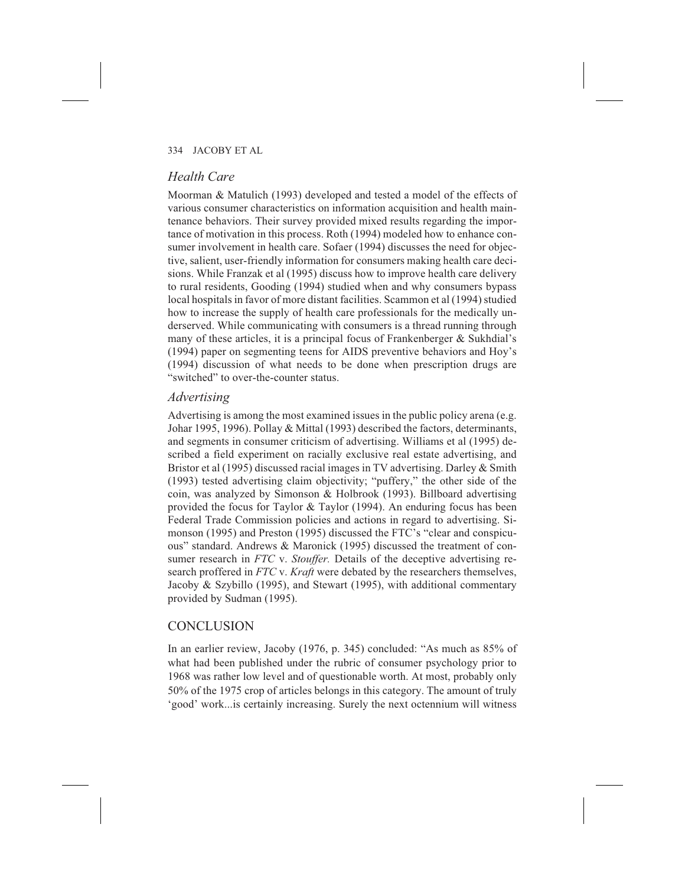### *Health Care*

Moorman & Matulich (1993) developed and tested a model of the effects of various consumer characteristics on information acquisition and health maintenance behaviors. Their survey provided mixed results regarding the importance of motivation in this process. Roth (1994) modeled how to enhance consumer involvement in health care. Sofaer (1994) discusses the need for objective, salient, user-friendly information for consumers making health care decisions. While Franzak et al (1995) discuss how to improve health care delivery to rural residents, Gooding (1994) studied when and why consumers bypass local hospitals in favor of more distant facilities. Scammon et al (1994) studied how to increase the supply of health care professionals for the medically underserved. While communicating with consumers is a thread running through many of these articles, it is a principal focus of Frankenberger & Sukhdial's (1994) paper on segmenting teens for AIDS preventive behaviors and Hoy's (1994) discussion of what needs to be done when prescription drugs are "switched" to over-the-counter status.

### *Advertising*

Advertising is among the most examined issues in the public policy arena (e.g. Johar 1995, 1996). Pollay & Mittal (1993) described the factors, determinants, and segments in consumer criticism of advertising. Williams et al (1995) described a field experiment on racially exclusive real estate advertising, and Bristor et al (1995) discussed racial images in TV advertising. Darley & Smith (1993) tested advertising claim objectivity; "puffery," the other side of the coin, was analyzed by Simonson & Holbrook (1993). Billboard advertising provided the focus for Taylor & Taylor (1994). An enduring focus has been Federal Trade Commission policies and actions in regard to advertising. Simonson (1995) and Preston (1995) discussed the FTC's "clear and conspicuous" standard. Andrews & Maronick (1995) discussed the treatment of consumer research in *FTC* v. *Stouffer.* Details of the deceptive advertising research proffered in *FTC* v. *Kraft* were debated by the researchers themselves, Jacoby & Szybillo (1995), and Stewart (1995), with additional commentary provided by Sudman (1995).

## CONCLUSION

In an earlier review, Jacoby (1976, p. 345) concluded: "As much as 85% of what had been published under the rubric of consumer psychology prior to 1968 was rather low level and of questionable worth. At most, probably only 50% of the 1975 crop of articles belongs in this category. The amount of truly 'good' work...is certainly increasing. Surely the next octennium will witness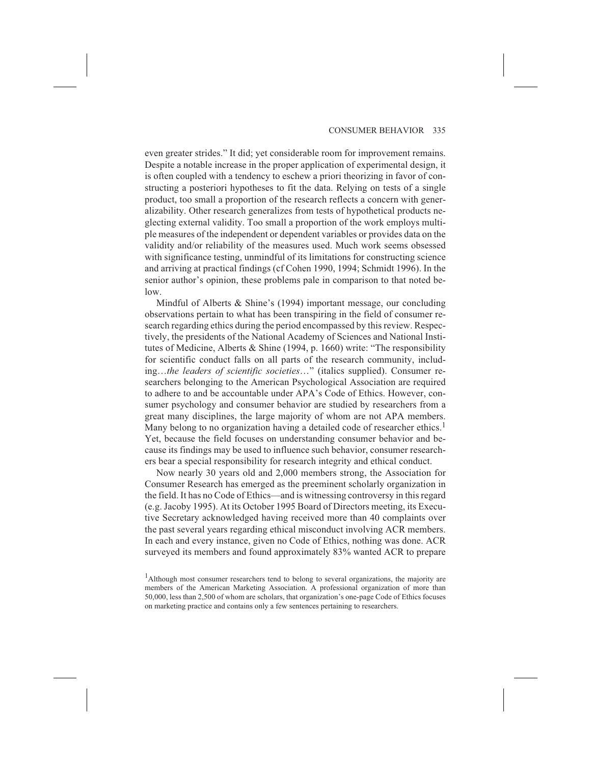even greater strides." It did; yet considerable room for improvement remains. Despite a notable increase in the proper application of experimental design, it is often coupled with a tendency to eschew a priori theorizing in favor of constructing a posteriori hypotheses to fit the data. Relying on tests of a single product, too small a proportion of the research reflects a concern with generalizability. Other research generalizes from tests of hypothetical products neglecting external validity. Too small a proportion of the work employs multiple measures of the independent or dependent variables or provides data on the validity and/or reliability of the measures used. Much work seems obsessed with significance testing, unmindful of its limitations for constructing science and arriving at practical findings (cf Cohen 1990, 1994; Schmidt 1996). In the senior author's opinion, these problems pale in comparison to that noted below.

Mindful of Alberts & Shine's (1994) important message, our concluding observations pertain to what has been transpiring in the field of consumer research regarding ethics during the period encompassed by this review. Respectively, the presidents of the National Academy of Sciences and National Institutes of Medicine, Alberts & Shine (1994, p. 1660) write: "The responsibility for scientific conduct falls on all parts of the research community, including…*the leaders of scientific societies*…" (italics supplied). Consumer researchers belonging to the American Psychological Association are required to adhere to and be accountable under APA's Code of Ethics. However, consumer psychology and consumer behavior are studied by researchers from a great many disciplines, the large majority of whom are not APA members. Many belong to no organization having a detailed code of researcher ethics.[1] Yet, because the field focuses on understanding consumer behavior and because its findings may be used to influence such behavior, consumer researchers bear a special responsibility for research integrity and ethical conduct.

Now nearly 30 years old and 2,000 members strong, the Association for Consumer Research has emerged as the preeminent scholarly organization in the field. It has no Code of Ethics—and is witnessing controversy in this regard (e.g. Jacoby 1995). At its October 1995 Board of Directors meeting, its Executive Secretary acknowledged having received more than 40 complaints over the past several years regarding ethical misconduct involving ACR members. In each and every instance, given no Code of Ethics, nothing was done. ACR surveyed its members and found approximately 83% wanted ACR to prepare

[1]Although most consumer researchers tend to belong to several organizations, the majority are members of the American Marketing Association. A professional organization of more than 50,000, less than 2,500 of whom are scholars, that organization's one-page Code of Ethics focuses on marketing practice and contains only a few sentences pertaining to researchers.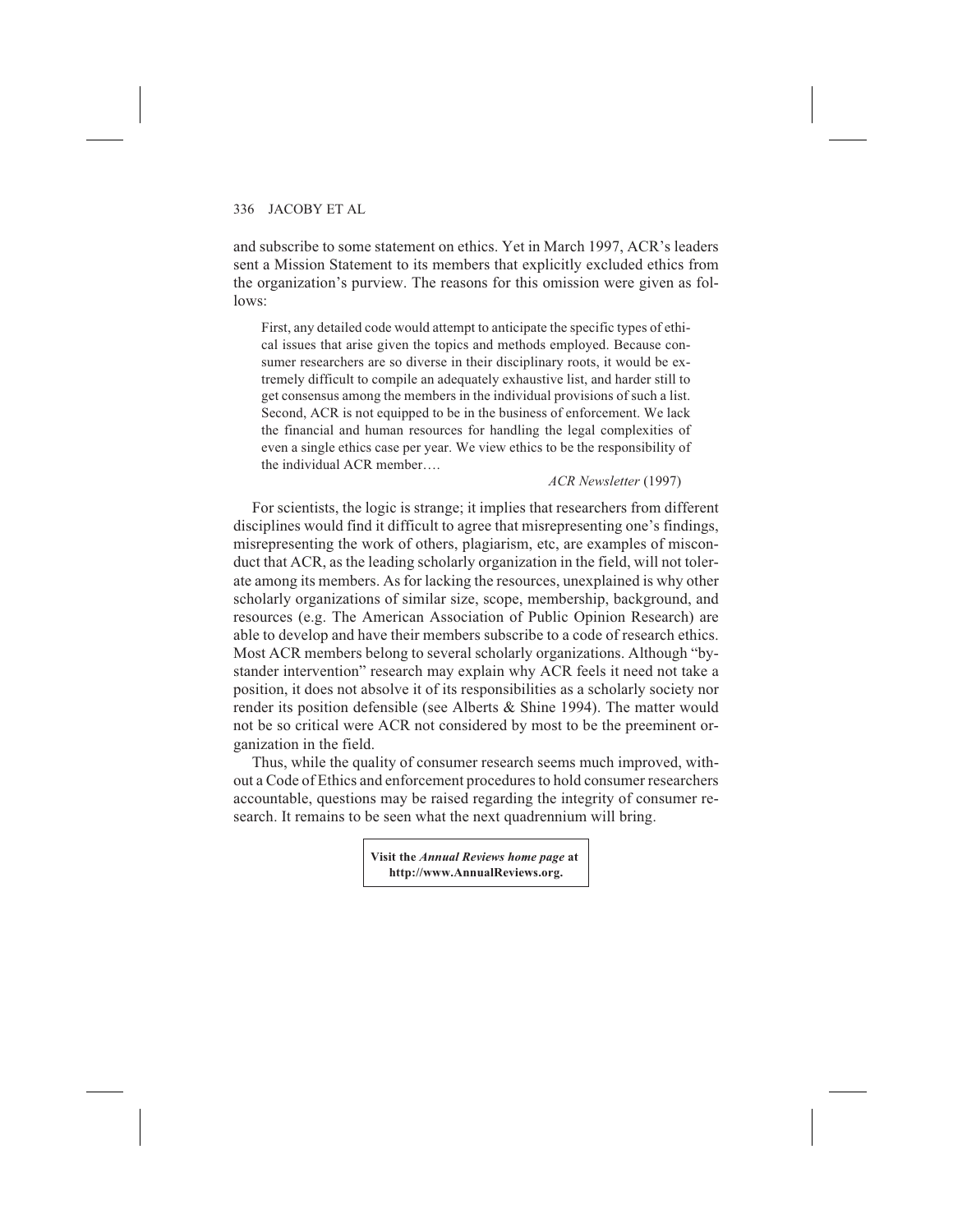and subscribe to some statement on ethics. Yet in March 1997, ACR's leaders sent a Mission Statement to its members that explicitly excluded ethics from the organization's purview. The reasons for this omission were given as follows:

> First, any detailed code would attempt to anticipate the specific types of ethical issues that arise given the topics and methods employed. Because consumer researchers are so diverse in their disciplinary roots, it would be extremely difficult to compile an adequately exhaustive list, and harder still to get consensus among the members in the individual provisions of such a list. Second, ACR is not equipped to be in the business of enforcement. We lack the financial and human resources for handling the legal complexities of even a single ethics case per year. We view ethics to be the responsibility of the individual ACR member….
>
> *ACR Newsletter* (1997)

For scientists, the logic is strange; it implies that researchers from different disciplines would find it difficult to agree that misrepresenting one's findings, misrepresenting the work of others, plagiarism, etc, are examples of misconduct that ACR, as the leading scholarly organization in the field, will not tolerate among its members. As for lacking the resources, unexplained is why other scholarly organizations of similar size, scope, membership, background, and resources (e.g. The American Association of Public Opinion Research) are able to develop and have their members subscribe to a code of research ethics. Most ACR members belong to several scholarly organizations. Although "bystander intervention" research may explain why ACR feels it need not take a position, it does not absolve it of its responsibilities as a scholarly society nor render its position defensible (see Alberts & Shine 1994). The matter would not be so critical were ACR not considered by most to be the preeminent organization in the field.

Thus, while the quality of consumer research seems much improved, without a Code of Ethics and enforcement procedures to hold consumer researchers accountable, questions may be raised regarding the integrity of consumer research. It remains to be seen what the next quadrennium will bring.

**Visit the *Annual Reviews home page* at http://www.AnnualReviews.org.**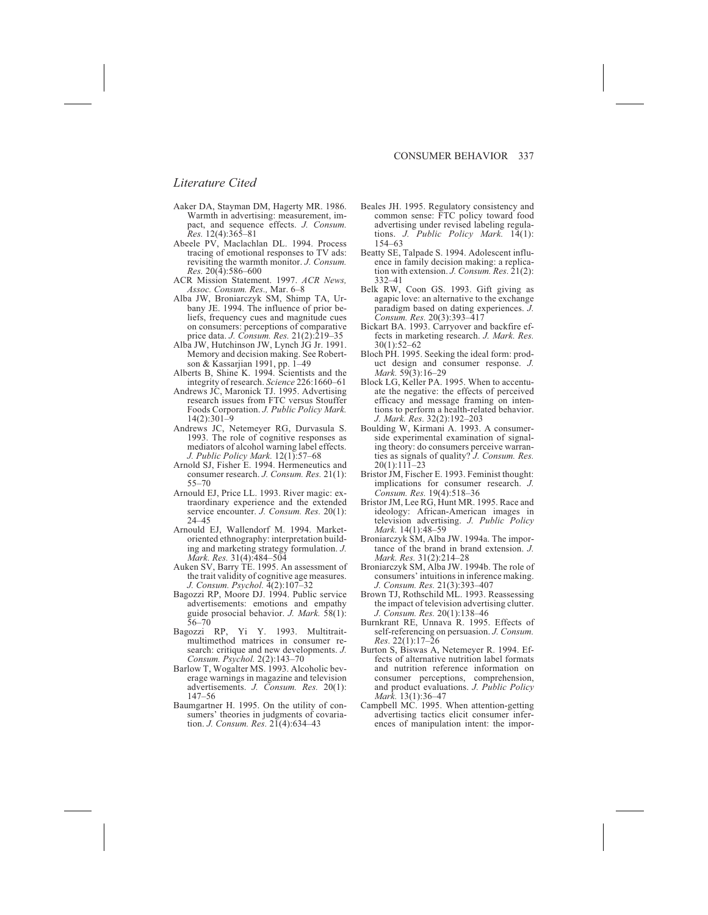## *Literature Cited*

Aaker DA, Stayman DM, Hagerty MR. 1986. Warmth in advertising: measurement, impact, and sequence effects. *J. Consum. Res.* 12(4):365–81

Abeele PV, Maclachlan DL. 1994. Process tracing of emotional responses to TV ads: revisiting the warmth monitor. *J. Consum. Res.* 20(4):586–600

ACR Mission Statement. 1997. *ACR News, Assoc. Consum. Res.,* Mar. 6–8

Alba JW, Broniarczyk SM, Shimp TA, Urbany JE. 1994. The influence of prior beliefs, frequency cues and magnitude cues on consumers: perceptions of comparative price data. *J. Consum. Res.* 21(2):219–35

Alba JW, Hutchinson JW, Lynch JG Jr. 1991. Memory and decision making. See Robertson & Kassarjian 1991, pp. 1–49

Alberts B, Shine K. 1994. Scientists and the integrity of research. *Science* 226:1660–61

Andrews JC, Maronick TJ. 1995. Advertising research issues from FTC versus Stouffer Foods Corporation. *J. Public Policy Mark.* 14(2):301–9

Andrews JC, Netemeyer RG, Durvasula S. 1993. The role of cognitive responses as mediators of alcohol warning label effects. *J. Public Policy Mark.* 12(1):57–68

Arnold SJ, Fisher E. 1994. Hermeneutics and consumer research. *J. Consum. Res.* 21(1): 55–70

Arnould EJ, Price LL. 1993. River magic: extraordinary experience and the extended service encounter. *J. Consum. Res.* 20(1): 24–45

Arnould EJ, Wallendorf M. 1994. Market-oriented ethnography: interpretation building and marketing strategy formulation. *J. Mark. Res.* 31(4):484–504

Auken SV, Barry TE. 1995. An assessment of the trait validity of cognitive age measures. *J. Consum. Psychol.* 4(2):107–32

Bagozzi RP, Moore DJ. 1994. Public service advertisements: emotions and empathy guide prosocial behavior. *J. Mark.* 58(1): 56–70

Bagozzi RP, Yi Y. 1993. Multitrait-multimethod matrices in consumer research: critique and new developments. *J. Consum. Psychol.* 2(2):143–70

Barlow T, Wogalter MS. 1993. Alcoholic beverage warnings in magazine and television advertisements. *J. Consum. Res.* 20(1): 147–56

Baumgartner H. 1995. On the utility of consumers' theories in judgments of covariation. *J. Consum. Res.* 21(4):634–43

Beales JH. 1995. Regulatory consistency and common sense: FTC policy toward food advertising under revised labeling regulations. *J. Public Policy Mark.* 14(1): 154–63

Beatty SE, Talpade S. 1994. Adolescent influence in family decision making: a replication with extension. *J. Consum. Res.* 21(2): 332–41

Belk RW, Coon GS. 1993. Gift giving as agapic love: an alternative to the exchange paradigm based on dating experiences. *J. Consum. Res.* 20(3):393–417

Bickart BA. 1993. Carryover and backfire effects in marketing research. *J. Mark. Res.* 30(1):52–62

Bloch PH. 1995. Seeking the ideal form: product design and consumer response. *J. Mark.* 59(3):16–29

Block LG, Keller PA. 1995. When to accentuate the negative: the effects of perceived efficacy and message framing on intentions to perform a health-related behavior. *J. Mark. Res.* 32(2):192–203

Boulding W, Kirmani A. 1993. A consumer-side experimental examination of signaling theory: do consumers perceive warranties as signals of quality? *J. Consum. Res.* 20(1):111–23

Bristor JM, Fischer E. 1993. Feminist thought: implications for consumer research. *J. Consum. Res.* 19(4):518–36

Bristor JM, Lee RG, Hunt MR. 1995. Race and ideology: African-American images in television advertising. *J. Public Policy Mark.* 14(1):48–59

Broniarczyk SM, Alba JW. 1994a. The importance of the brand in brand extension. *J. Mark. Res.* 31(2):214–28

Broniarczyk SM, Alba JW. 1994b. The role of consumers' intuitions in inference making. *J. Consum. Res.* 21(3):393–407

Brown TJ, Rothschild ML. 1993. Reassessing the impact of television advertising clutter. *J. Consum. Res.* 20(1):138–46

Burnkrant RE, Unnava R. 1995. Effects of self-referencing on persuasion. *J. Consum. Res.* 22(1):17–26

Burton S, Biswas A, Netemeyer R. 1994. Effects of alternative nutrition label formats and nutrition reference information on consumer perceptions, comprehension, and product evaluations. *J. Public Policy Mark.* 13(1):36–47

Campbell MC. 1995. When attention-getting advertising tactics elicit consumer inferences of manipulation intent: the impor-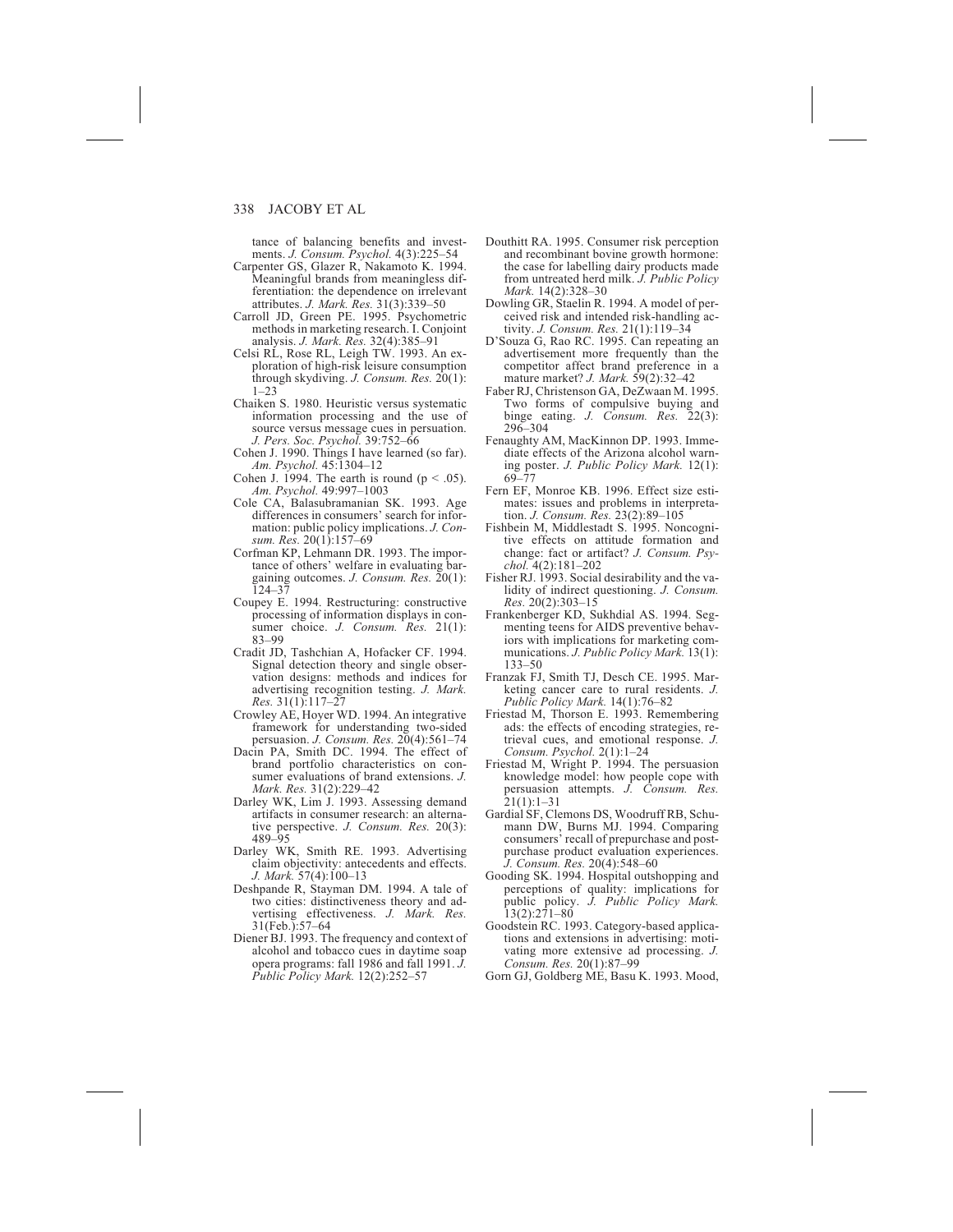tance of balancing benefits and investments. *J. Consum. Psychol.* 4(3):225–54

Carpenter GS, Glazer R, Nakamoto K. 1994. Meaningful brands from meaningless differentiation: the dependence on irrelevant attributes. *J. Mark. Res.* 31(3):339–50

Carroll JD, Green PE. 1995. Psychometric methods in marketing research. I. Conjoint analysis. *J. Mark. Res.* 32(4):385–91

Celsi RL, Rose RL, Leigh TW. 1993. An exploration of high-risk leisure consumption through skydiving. *J. Consum. Res.* 20(1): 1–23

Chaiken S. 1980. Heuristic versus systematic information processing and the use of source versus message cues in persuasion. *J. Pers. Soc. Psychol.* 39:752–66

Cohen J. 1990. Things I have learned (so far). *Am. Psychol.* 45:1304–12

Cohen J. 1994. The earth is round ($p < .05$). *Am. Psychol.* 49:997–1003

Cole CA, Balasubramanian SK. 1993. Age differences in consumers' search for information: public policy implications. *J. Consum. Res.* 20(1):157–69

Corfman KP, Lehmann DR. 1993. The importance of others' welfare in evaluating bargaining outcomes. *J. Consum. Res.* 20(1): 124–37

Coupey E. 1994. Restructuring: constructive processing of information displays in consumer choice. *J. Consum. Res.* 21(1): 83–99

Cradit JD, Tashchian A, Hofacker CF. 1994. Signal detection theory and single observation designs: methods and indices for advertising recognition testing. *J. Mark. Res.* 31(1):117–27

Crowley AE, Hoyer WD. 1994. An integrative framework for understanding two-sided persuasion. *J. Consum. Res.* 20(4):561–74

Dacin PA, Smith DC. 1994. The effect of brand portfolio characteristics on consumer evaluations of brand extensions. *J. Mark. Res.* 31(2):229–42

Darley WK, Lim J. 1993. Assessing demand artifacts in consumer research: an alternative perspective. *J. Consum. Res.* 20(3): 489–95

Darley WK, Smith RE. 1993. Advertising claim objectivity: antecedents and effects. *J. Mark.* 57(4):100–13

Deshpande R, Stayman DM. 1994. A tale of two cities: distinctiveness theory and advertising effectiveness. *J. Mark. Res.* 31(Feb.):57–64

Diener BJ. 1993. The frequency and context of alcohol and tobacco cues in daytime soap opera programs: fall 1986 and fall 1991. *J. Public Policy Mark.* 12(2):252–57

Douthitt RA. 1995. Consumer risk perception and recombinant bovine growth hormone: the case for labelling dairy products made from untreated herd milk. *J. Public Policy Mark.* 14(2):328–30

Dowling GR, Staelin R. 1994. A model of perceived risk and intended risk-handling activity. *J. Consum. Res.* 21(1):119–34

D'Souza G, Rao RC. 1995. Can repeating an advertisement more frequently than the competitor affect brand preference in a mature market? *J. Mark.* 59(2):32–42

Faber RJ, Christenson GA, DeZwaan M. 1995. Two forms of compulsive buying and binge eating. *J. Consum. Res.* 22(3): 296–304

Fenaughty AM, MacKinnon DP. 1993. Immediate effects of the Arizona alcohol warning poster. *J. Public Policy Mark.* 12(1): 69–77

Fern EF, Monroe KB. 1996. Effect size estimates: issues and problems in interpretation. *J. Consum. Res.* 23(2):89–105

Fishbein M, Middlestadt S. 1995. Noncognitive effects on attitude formation and change: fact or artifact? *J. Consum. Psychol.* 4(2):181–202

Fisher RJ. 1993. Social desirability and the validity of indirect questioning. *J. Consum. Res.* 20(2):303–15

Frankenberger KD, Sukhdial AS. 1994. Segmenting teens for AIDS preventive behaviors with implications for marketing communications. *J. Public Policy Mark.* 13(1): 133–50

Franzak FJ, Smith TJ, Desch CE. 1995. Marketing cancer care to rural residents. *J. Public Policy Mark.* 14(1):76–82

Friestad M, Thorson E. 1993. Remembering ads: the effects of encoding strategies, retrieval cues, and emotional response. *J. Consum. Psychol.* 2(1):1–24

Friestad M, Wright P. 1994. The persuasion knowledge model: how people cope with persuasion attempts. *J. Consum. Res.* 21(1):1–31

Gardial SF, Clemons DS, Woodruff RB, Schumann DW, Burns MJ. 1994. Comparing consumers' recall of prepurchase and postpurchase product evaluation experiences. *J. Consum. Res.* 20(4):548–60

Gooding SK. 1994. Hospital outshopping and perceptions of quality: implications for public policy. *J. Public Policy Mark.* 13(2):271–80

Goodstein RC. 1993. Category-based applications and extensions in advertising: motivating more extensive ad processing. *J. Consum. Res.* 20(1):87–99

Gorn GJ, Goldberg ME, Basu K. 1993. Mood,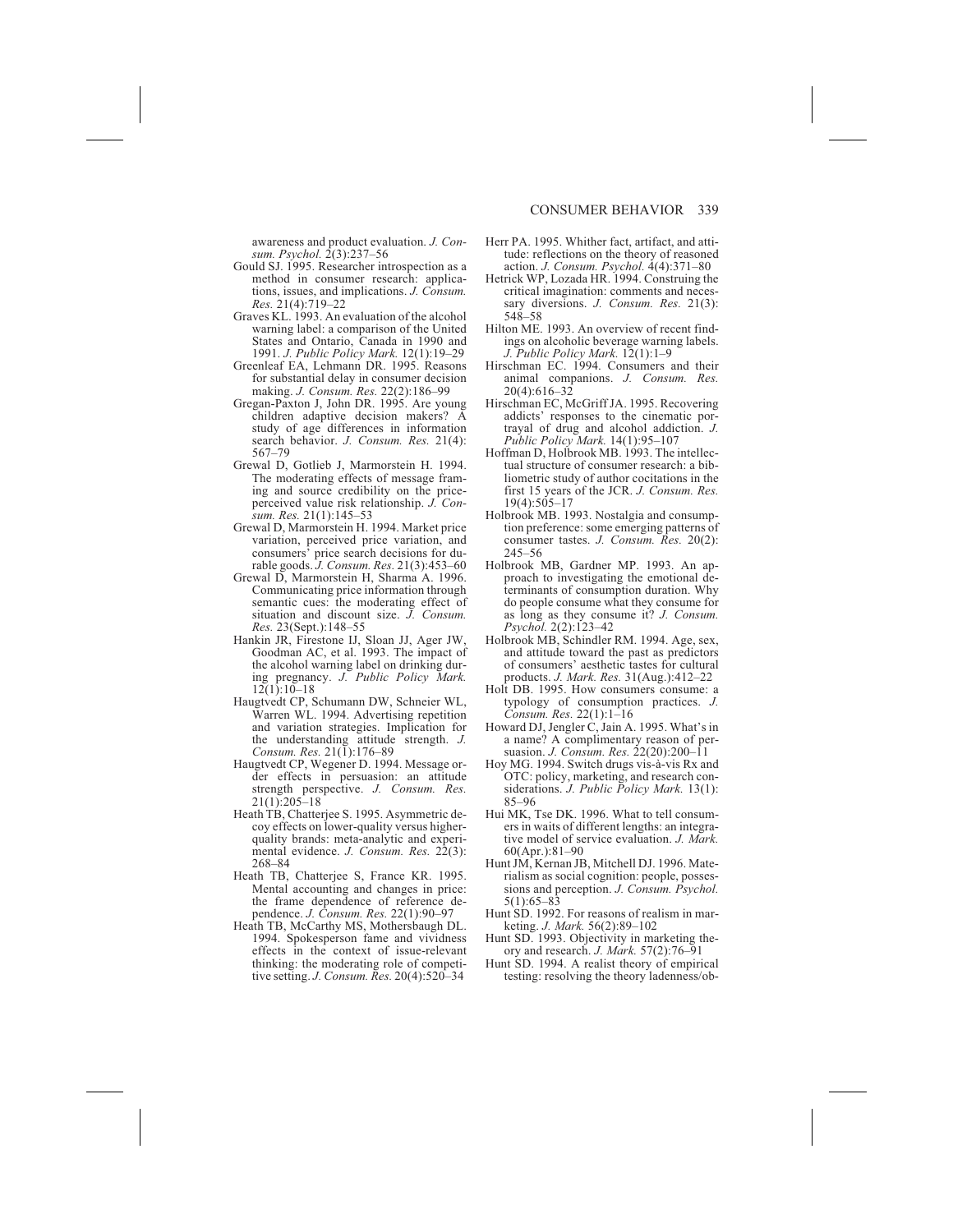awareness and product evaluation. *J. Consum. Psychol.* 2(3):237–56

Gould SJ. 1995. Researcher introspection as a method in consumer research: applications, issues, and implications. *J. Consum. Res.* 21(4):719–22

Graves KL. 1993. An evaluation of the alcohol warning label: a comparison of the United States and Ontario, Canada in 1990 and 1991. *J. Public Policy Mark.* 12(1):19–29

Greenleaf EA, Lehmann DR. 1995. Reasons for substantial delay in consumer decision making. *J. Consum. Res.* 22(2):186–99

Gregan-Paxton J, John DR. 1995. Are young children adaptive decision makers? A study of age differences in information search behavior. *J. Consum. Res.* 21(4): 567–79

Grewal D, Gotlieb J, Marmorstein H. 1994. The moderating effects of message framing and source credibility on the price-perceived value risk relationship. *J. Consum. Res.* 21(1):145–53

Grewal D, Marmorstein H. 1994. Market price variation, perceived price variation, and consumers' price search decisions for durable goods. *J. Consum. Res.* 21(3):453–60

Grewal D, Marmorstein H, Sharma A. 1996. Communicating price information through semantic cues: the moderating effect of situation and discount size. *J. Consum. Res.* 23(Sept.):148–55

Hankin JR, Firestone IJ, Sloan JJ, Ager JW, Goodman AC, et al. 1993. The impact of the alcohol warning label on drinking during pregnancy. *J. Public Policy Mark.* 12(1):10–18

Haugtvedt CP, Schumann DW, Schneier WL, Warren WL. 1994. Advertising repetition and variation strategies. Implication for the understanding attitude strength. *J. Consum. Res.* 21(1):176–89

Haugtvedt CP, Wegener D. 1994. Message order effects in persuasion: an attitude strength perspective. *J. Consum. Res.* 21(1):205–18

Heath TB, Chatterjee S. 1995. Asymmetric decoy effects on lower-quality versus higher-quality brands: meta-analytic and experimental evidence. *J. Consum. Res.* 22(3): 268–84

Heath TB, Chatterjee S, France KR. 1995. Mental accounting and changes in price: the frame dependence of reference dependence. *J. Consum. Res.* 22(1):90–97

Heath TB, McCarthy MS, Mothersbaugh DL. 1994. Spokesperson fame and vividness effects in the context of issue-relevant thinking: the moderating role of competitive setting. *J. Consum. Res.* 20(4):520–34

Herr PA. 1995. Whither fact, artifact, and attitude: reflections on the theory of reasoned action. *J. Consum. Psychol.* 4(4):371–80

Hetrick WP, Lozada HR. 1994. Construing the critical imagination: comments and necessary diversions. *J. Consum. Res.* 21(3): 548–58

Hilton ME. 1993. An overview of recent findings on alcoholic beverage warning labels. *J. Public Policy Mark.* 12(1):1–9

Hirschman EC. 1994. Consumers and their animal companions. *J. Consum. Res.* 20(4):616–32

Hirschman EC, McGriff JA. 1995. Recovering addicts' responses to the cinematic portrayal of drug and alcohol addiction. *J. Public Policy Mark.* 14(1):95–107

Hoffman D, Holbrook MB. 1993. The intellectual structure of consumer research: a bibliometric study of author cocitations in the first 15 years of the JCR. *J. Consum. Res.* 19(4):505–17

Holbrook MB. 1993. Nostalgia and consumption preference: some emerging patterns of consumer tastes. *J. Consum. Res.* 20(2): 245–56

Holbrook MB, Gardner MP. 1993. An approach to investigating the emotional determinants of consumption duration. Why do people consume what they consume for as long as they consume it? *J. Consum. Psychol.* 2(2):123–42

Holbrook MB, Schindler RM. 1994. Age, sex, and attitude toward the past as predictors of consumers' aesthetic tastes for cultural products. *J. Mark. Res.* 31(Aug.):412–22

Holt DB. 1995. How consumers consume: a typology of consumption practices. *J. Consum. Res.* 22(1):1–16

Howard DJ, Jengler C, Jain A. 1995. What's in a name? A complimentary reason of persuasion. *J. Consum. Res.* 22(20):200–11

Hoy MG. 1994. Switch drugs vis-à-vis Rx and OTC: policy, marketing, and research considerations. *J. Public Policy Mark.* 13(1): 85–96

Hui MK, Tse DK. 1996. What to tell consumers in waits of different lengths: an integrative model of service evaluation. *J. Mark.* 60(Apr.):81–90

Hunt JM, Kernan JB, Mitchell DJ. 1996. Materialism as social cognition: people, possessions and perception. *J. Consum. Psychol.* 5(1):65–83

Hunt SD. 1992. For reasons of realism in marketing. *J. Mark.* 56(2):89–102

Hunt SD. 1993. Objectivity in marketing theory and research. *J. Mark.* 57(2):76–91

Hunt SD. 1994. A realist theory of empirical testing: resolving the theory ladenness/ob-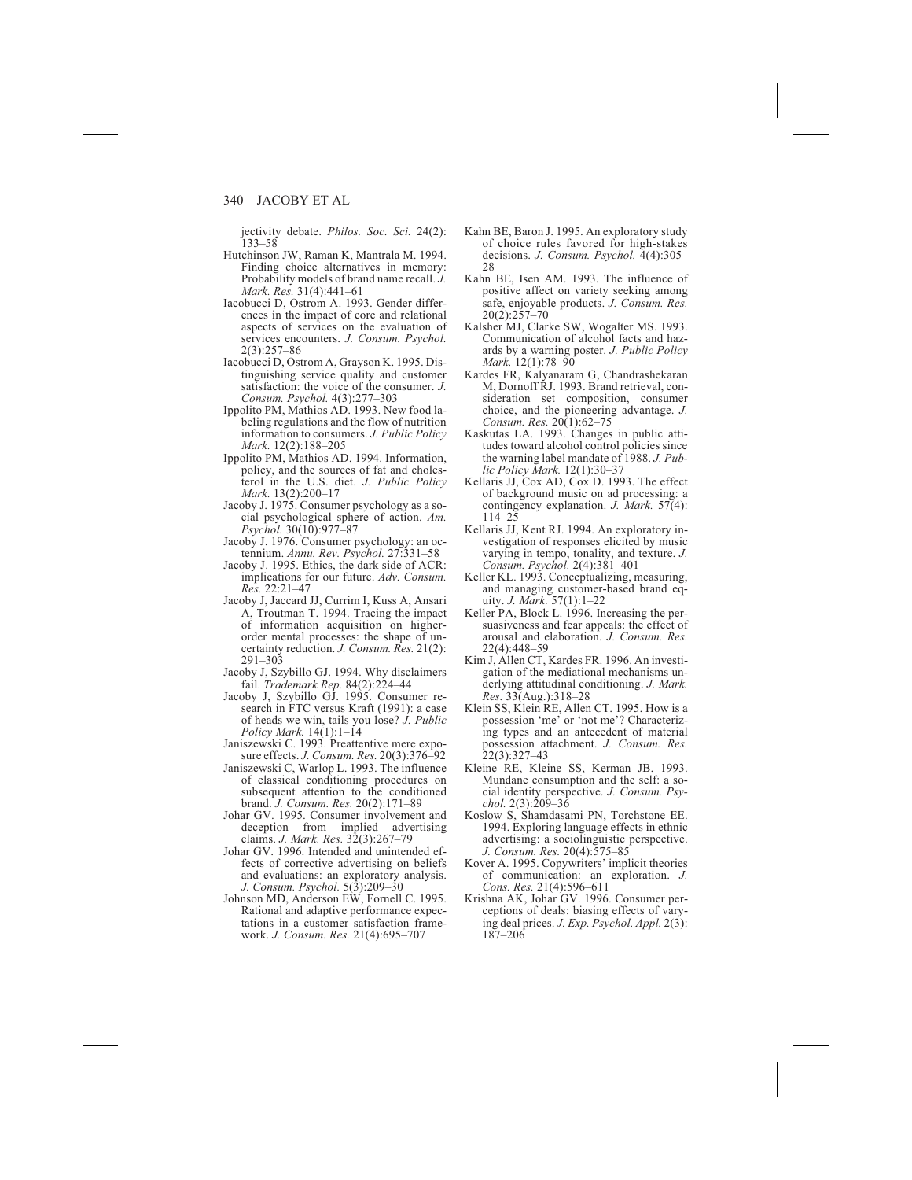jectivity debate. *Philos. Soc. Sci.* 24(2): 133–58

Hutchinson JW, Raman K, Mantrala M. 1994. Finding choice alternatives in memory: Probability models of brand name recall. *J. Mark. Res.* 31(4):441–61

Iacobucci D, Ostrom A. 1993. Gender differences in the impact of core and relational aspects of services on the evaluation of services encounters. *J. Consum. Psychol.* 2(3):257–86

Iacobucci D, Ostrom A, Grayson K. 1995. Distinguishing service quality and customer satisfaction: the voice of the consumer. *J. Consum. Psychol.* 4(3):277–303

Ippolito PM, Mathios AD. 1993. New food labeling regulations and the flow of nutrition information to consumers. *J. Public Policy Mark.* 12(2):188–205

Ippolito PM, Mathios AD. 1994. Information, policy, and the sources of fat and cholesterol in the U.S. diet. *J. Public Policy Mark.* 13(2):200–17

Jacoby J. 1975. Consumer psychology as a social psychological sphere of action. *Am. Psychol.* 30(10):977–87

Jacoby J. 1976. Consumer psychology: an octennium. *Annu. Rev. Psychol.* 27:331–58

Jacoby J. 1995. Ethics, the dark side of ACR: implications for our future. *Adv. Consum. Res.* 22:21–47

Jacoby J, Jaccard JJ, Currim I, Kuss A, Ansari A, Troutman T. 1994. Tracing the impact of information acquisition on higher-order mental processes: the shape of uncertainty reduction. *J. Consum. Res.* 21(2): 291–303

Jacoby J, Szybillo GJ. 1994. Why disclaimers fail. *Trademark Rep.* 84(2):224–44

Jacoby J, Szybillo GJ. 1995. Consumer research in FTC versus Kraft (1991): a case of heads we win, tails you lose? *J. Public Policy Mark.* 14(1):1–14

Janiszewski C. 1993. Preattentive mere exposure effects. *J. Consum. Res.* 20(3):376–92

Janiszewski C, Warlop L. 1993. The influence of classical conditioning procedures on subsequent attention to the conditioned brand. *J. Consum. Res.* 20(2):171–89

Johar GV. 1995. Consumer involvement and deception from implied advertising claims. *J. Mark. Res.* 32(3):267–79

Johar GV. 1996. Intended and unintended effects of corrective advertising on beliefs and evaluations: an exploratory analysis. *J. Consum. Psychol.* 5(3):209–30

Johnson MD, Anderson EW, Fornell C. 1995. Rational and adaptive performance expectations in a customer satisfaction framework. *J. Consum. Res.* 21(4):695–707

Kahn BE, Baron J. 1995. An exploratory study of choice rules favored for high-stakes decisions. *J. Consum. Psychol.* 4(4):305–28

Kahn BE, Isen AM. 1993. The influence of positive affect on variety seeking among safe, enjoyable products. *J. Consum. Res.* 20(2):257–70

Kalsher MJ, Clarke SW, Wogalter MS. 1993. Communication of alcohol facts and hazards by a warning poster. *J. Public Policy Mark.* 12(1):78–90

Kardes FR, Kalyanaram G, Chandrashekaran M, Dornoff RJ. 1993. Brand retrieval, consideration set composition, consumer choice, and the pioneering advantage. *J. Consum. Res.* 20(1):62–75

Kaskutas LA. 1993. Changes in public attitudes toward alcohol control policies since the warning label mandate of 1988. *J. Public Policy Mark.* 12(1):30–37

Kellaris JJ, Cox AD, Cox D. 1993. The effect of background music on ad processing: a contingency explanation. *J. Mark.* 57(4): 114–25

Kellaris JJ, Kent RJ. 1994. An exploratory investigation of responses elicited by music varying in tempo, tonality, and texture. *J. Consum. Psychol.* 2(4):381–401

Keller KL. 1993. Conceptualizing, measuring, and managing customer-based brand equity. *J. Mark.* 57(1):1–22

Keller PA, Block L. 1996. Increasing the persuasiveness and fear appeals: the effect of arousal and elaboration. *J. Consum. Res.* 22(4):448–59

Kim J, Allen CT, Kardes FR. 1996. An investigation of the mediational mechanisms underlying attitudinal conditioning. *J. Mark. Res.* 33(Aug.):318–28

Klein SS, Klein RE, Allen CT. 1995. How is a possession 'me' or 'not me'? Characterizing types and an antecedent of material possession attachment. *J. Consum. Res.* 22(3):327–43

Kleine RE, Kleine SS, Kerman JB. 1993. Mundane consumption and the self: a social identity perspective. *J. Consum. Psychol.* 2(3):209–36

Koslow S, Shamdasami PN, Torchstone EE. 1994. Exploring language effects in ethnic advertising: a sociolinguistic perspective. *J. Consum. Res.* 20(4):575–85

Kover A. 1995. Copywriters' implicit theories of communication: an exploration. *J. Cons. Res.* 21(4):596–611

Krishna AK, Johar GV. 1996. Consumer perceptions of deals: biasing effects of varying deal prices. *J. Exp. Psychol. Appl.* 2(3): 187–206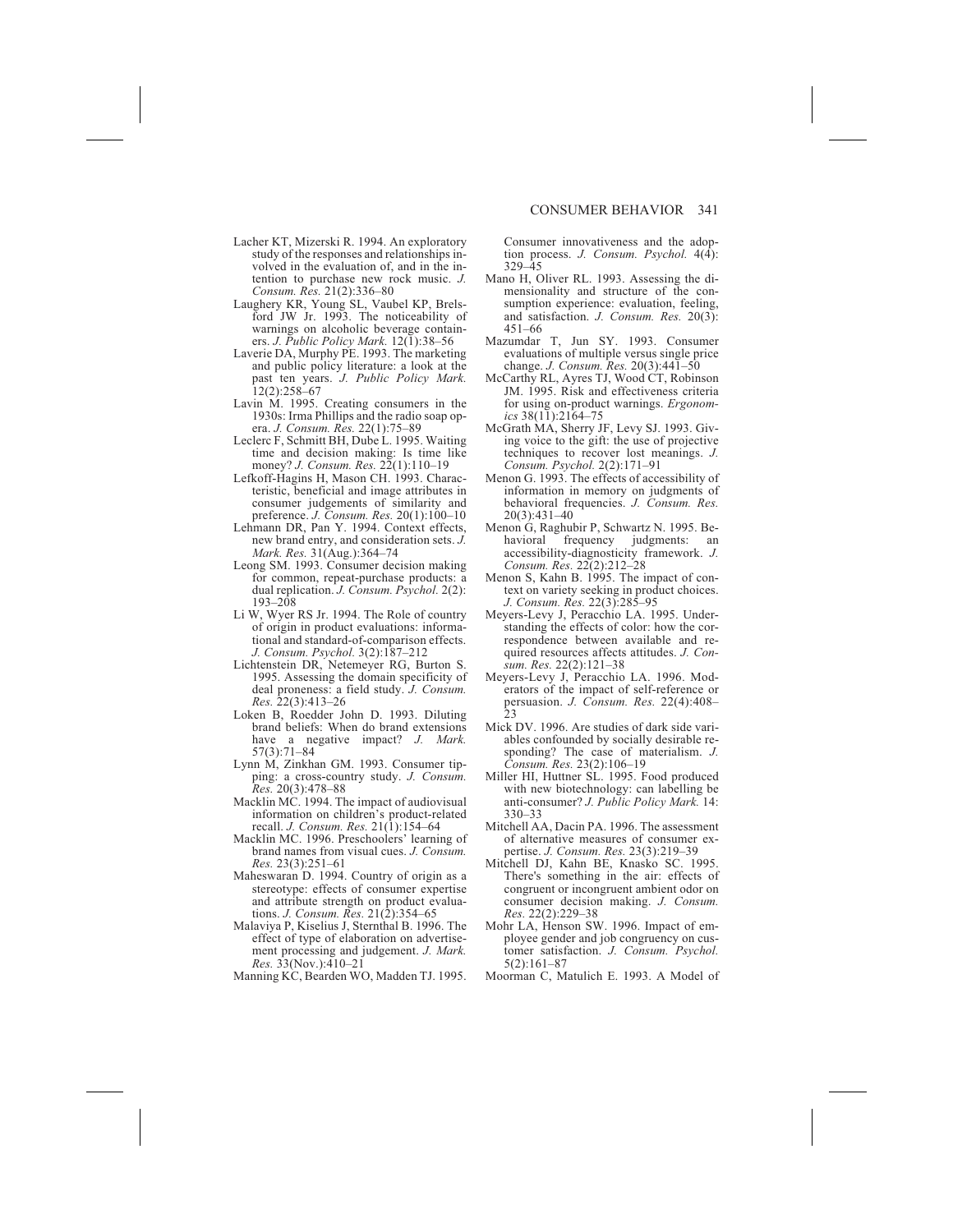Lacher KT, Mizerski R. 1994. An exploratory study of the responses and relationships involved in the evaluation of, and in the intention to purchase new rock music. *J. Consum. Res.* 21(2):336–80

Laughery KR, Young SL, Vaubel KP, Brelsford JW Jr. 1993. The noticeability of warnings on alcoholic beverage containers. *J. Public Policy Mark.* 12(1):38–56

Laverie DA, Murphy PE. 1993. The marketing and public policy literature: a look at the past ten years. *J. Public Policy Mark.* 12(2):258–67

Lavin M. 1995. Creating consumers in the 1930s: Irma Phillips and the radio soap opera. *J. Consum. Res.* 22(1):75–89

Leclerc F, Schmitt BH, Dube L. 1995. Waiting time and decision making: Is time like money? *J. Consum. Res.* 22(1):110–19

Lefkoff-Hagins H, Mason CH. 1993. Characteristic, beneficial and image attributes in consumer judgements of similarity and preference. *J. Consum. Res.* 20(1):100–10

Lehmann DR, Pan Y. 1994. Context effects, new brand entry, and consideration sets. *J. Mark. Res.* 31(Aug.):364–74

Leong SM. 1993. Consumer decision making for common, repeat-purchase products: a dual replication. *J. Consum. Psychol.* 2(2): 193–208

Li W, Wyer RS Jr. 1994. The Role of country of origin in product evaluations: informational and standard-of-comparison effects. *J. Consum. Psychol.* 3(2):187–212

Lichtenstein DR, Netemeyer RG, Burton S. 1995. Assessing the domain specificity of deal proneness: a field study. *J. Consum. Res.* 22(3):413–26

Loken B, Roedder John D. 1993. Diluting brand beliefs: When do brand extensions have a negative impact? *J. Mark.* 57(3):71–84

Lynn M, Zinkhan GM. 1993. Consumer tipping: a cross-country study. *J. Consum. Res.* 20(3):478–88

Macklin MC. 1994. The impact of audiovisual information on children's product-related recall. *J. Consum. Res.* 21(1):154–64

Macklin MC. 1996. Preschoolers' learning of brand names from visual cues. *J. Consum. Res.* 23(3):251–61

Maheswaran D. 1994. Country of origin as a stereotype: effects of consumer expertise and attribute strength on product evaluations. *J. Consum. Res.* 21(2):354–65

Malaviya P, Kiselius J, Sternthal B. 1996. The effect of type of elaboration on advertisement processing and judgement. *J. Mark. Res.* 33(Nov.):410–21

Manning KC, Bearden WO, Madden TJ. 1995. Consumer innovativeness and the adoption process. *J. Consum. Psychol.* 4(4): 329–45

Mano H, Oliver RL. 1993. Assessing the dimensionality and structure of the consumption experience: evaluation, feeling, and satisfaction. *J. Consum. Res.* 20(3): 451–66

Mazumdar T, Jun SY. 1993. Consumer evaluations of multiple versus single price change. *J. Consum. Res.* 20(3):441–50

McCarthy RL, Ayres TJ, Wood CT, Robinson JM. 1995. Risk and effectiveness criteria for using on-product warnings. *Ergonomics* 38(11):2164–75

McGrath MA, Sherry JF, Levy SJ. 1993. Giving voice to the gift: the use of projective techniques to recover lost meanings. *J. Consum. Psychol.* 2(2):171–91

Menon G. 1993. The effects of accessibility of information in memory on judgments of behavioral frequencies. *J. Consum. Res.* 20(3):431–40

Menon G, Raghubir P, Schwartz N. 1995. Behavioral frequency judgments: an accessibility-diagnosticity framework. *J. Consum. Res.* 22(2):212–28

Menon S, Kahn B. 1995. The impact of context on variety seeking in product choices. *J. Consum. Res.* 22(3):285–95

Meyers-Levy J, Peracchio LA. 1995. Understanding the effects of color: how the correspondence between available and required resources affects attitudes. *J. Consum. Res.* 22(2):121–38

Meyers-Levy J, Peracchio LA. 1996. Moderators of the impact of self-reference or persuasion. *J. Consum. Res.* 22(4):408–23

Mick DV. 1996. Are studies of dark side variables confounded by socially desirable responding? The case of materialism. *J. Consum. Res.* 23(2):106–19

Miller HI, Huttner SL. 1995. Food produced with new biotechnology: can labelling be anti-consumer? *J. Public Policy Mark.* 14: 330–33

Mitchell AA, Dacin PA. 1996. The assessment of alternative measures of consumer expertise. *J. Consum. Res.* 23(3):219–39

Mitchell DJ, Kahn BE, Knasko SC. 1995. There's something in the air: effects of congruent or incongruent ambient odor on consumer decision making. *J. Consum. Res.* 22(2):229–38

Mohr LA, Henson SW. 1996. Impact of employee gender and job congruency on customer satisfaction. *J. Consum. Psychol.* 5(2):161–87

Moorman C, Matulich E. 1993. A Model of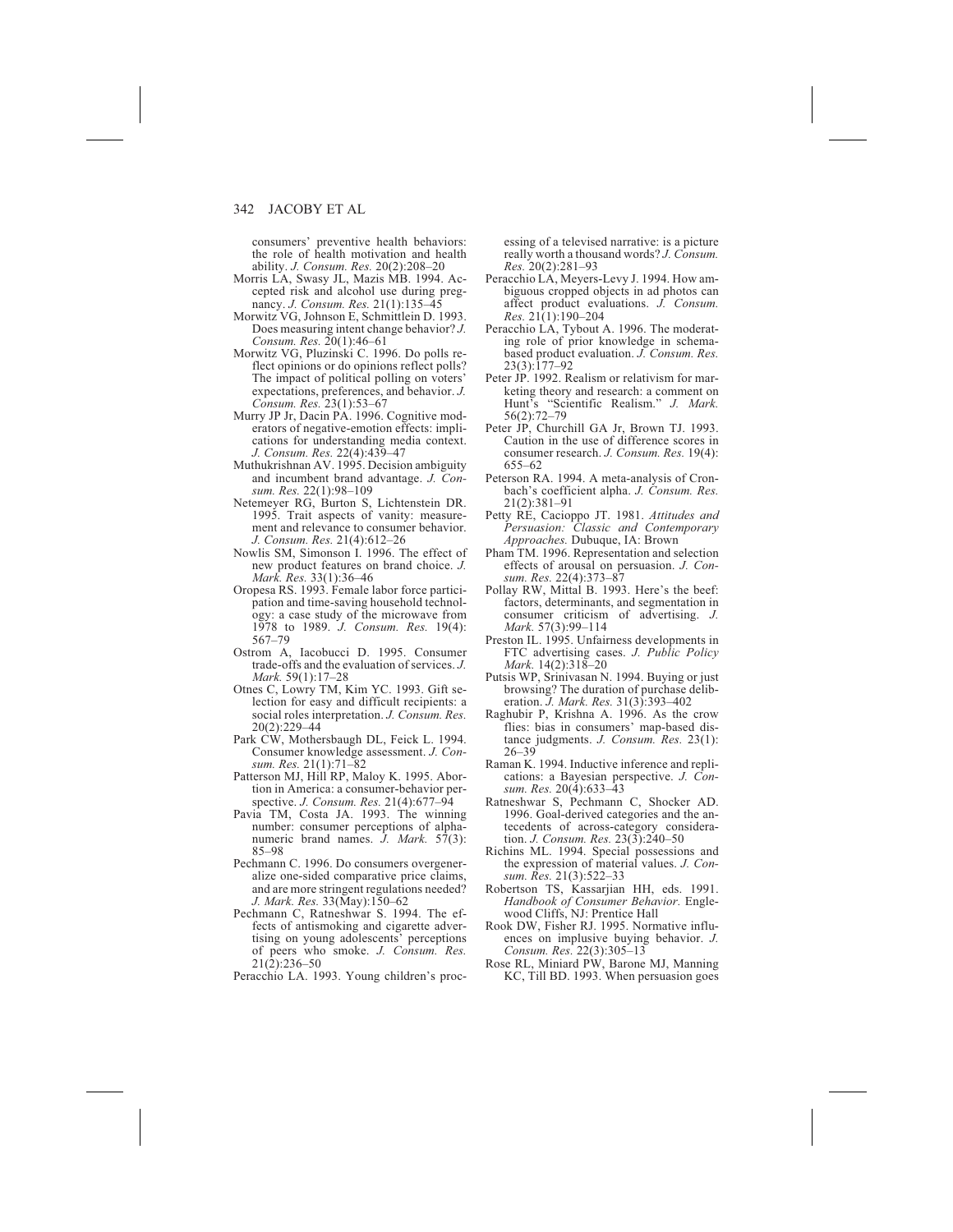consumers' preventive health behaviors: the role of health motivation and health ability. *J. Consum. Res.* 20(2):208–20

Morris LA, Swasy JL, Mazis MB. 1994. Accepted risk and alcohol use during pregnancy. *J. Consum. Res.* 21(1):135–45

Morwitz VG, Johnson E, Schmittlein D. 1993. Does measuring intent change behavior? *J. Consum. Res.* 20(1):46–61

Morwitz VG, Pluzinski C. 1996. Do polls reflect opinions or do opinions reflect polls? The impact of political polling on voters' expectations, preferences, and behavior. *J. Consum. Res.* 23(1):53–67

Murry JP Jr, Dacin PA. 1996. Cognitive moderators of negative-emotion effects: implications for understanding media context. *J. Consum. Res.* 22(4):439–47

Muthukrishnan AV. 1995. Decision ambiguity and incumbent brand advantage. *J. Consum. Res.* 22(1):98–109

Netemeyer RG, Burton S, Lichtenstein DR. 1995. Trait aspects of vanity: measurement and relevance to consumer behavior. *J. Consum. Res.* 21(4):612–26

Nowlis SM, Simonson I. 1996. The effect of new product features on brand choice. *J. Mark. Res.* 33(1):36–46

Oropesa RS. 1993. Female labor force participation and time-saving household technology: a case study of the microwave from 1978 to 1989. *J. Consum. Res.* 19(4): 567–79

Ostrom A, Iacobucci D. 1995. Consumer trade-offs and the evaluation of services. *J. Mark.* 59(1):17–28

Otnes C, Lowry TM, Kim YC. 1993. Gift selection for easy and difficult recipients: a social roles interpretation. *J. Consum. Res.* 20(2):229–44

Park CW, Mothersbaugh DL, Feick L. 1994. Consumer knowledge assessment. *J. Consum. Res.* 21(1):71–82

Patterson MJ, Hill RP, Maloy K. 1995. Abortion in America: a consumer-behavior perspective. *J. Consum. Res.* 21(4):677–94

Pavia TM, Costa JA. 1993. The winning number: consumer perceptions of alphanumeric brand names. *J. Mark.* 57(3): 85–98

Pechmann C. 1996. Do consumers overgeneralize one-sided comparative price claims, and are more stringent regulations needed? *J. Mark. Res.* 33(May):150–62

Pechmann C, Ratneshwar S. 1994. The effects of antismoking and cigarette advertising on young adolescents' perceptions of peers who smoke. *J. Consum. Res.* 21(2):236–50

Peracchio LA. 1993. Young children's processing of a televised narrative: is a picture really worth a thousand words? *J. Consum. Res.* 20(2):281–93

Peracchio LA, Meyers-Levy J. 1994. How ambiguous cropped objects in ad photos can affect product evaluations. *J. Consum. Res.* 21(1):190–204

Peracchio LA, Tybout A. 1996. The moderating role of prior knowledge in schema-based product evaluation. *J. Consum. Res.* 23(3):177–92

Peter JP. 1992. Realism or relativism for marketing theory and research: a comment on Hunt's "Scientific Realism." *J. Mark.* 56(2):72–79

Peter JP, Churchill GA Jr, Brown TJ. 1993. Caution in the use of difference scores in consumer research. *J. Consum. Res.* 19(4): 655–62

Peterson RA. 1994. A meta-analysis of Cronbach's coefficient alpha. *J. Consum. Res.* 21(2):381–91

Petty RE, Cacioppo JT. 1981. *Attitudes and Persuasion: Classic and Contemporary Approaches.* Dubuque, IA: Brown

Pham TM. 1996. Representation and selection effects of arousal on persuasion. *J. Consum. Res.* 22(4):373–87

Pollay RW, Mittal B. 1993. Here's the beef: factors, determinants, and segmentation in consumer criticism of advertising. *J. Mark.* 57(3):99–114

Preston IL. 1995. Unfairness developments in FTC advertising cases. *J. Public Policy Mark.* 14(2):318–20

Putsis WP, Srinivasan N. 1994. Buying or just browsing? The duration of purchase deliberation. *J. Mark. Res.* 31(3):393–402

Raghubir P, Krishna A. 1996. As the crow flies: bias in consumers' map-based distance judgments. *J. Consum. Res.* 23(1): 26–39

Raman K. 1994. Inductive inference and replications: a Bayesian perspective. *J. Consum. Res.* 20(4):633–43

Ratneshwar S, Pechmann C, Shocker AD. 1996. Goal-derived categories and the antecedents of across-category consideration. *J. Consum. Res.* 23(3):240–50

Richins ML. 1994. Special possessions and the expression of material values. *J. Consum. Res.* 21(3):522–33

Robertson TS, Kassarjian HH, eds. 1991. *Handbook of Consumer Behavior.* Englewood Cliffs, NJ: Prentice Hall

Rook DW, Fisher RJ. 1995. Normative influences on implusive buying behavior. *J. Consum. Res.* 22(3):305–13

Rose RL, Miniard PW, Barone MJ, Manning KC, Till BD. 1993. When persuasion goes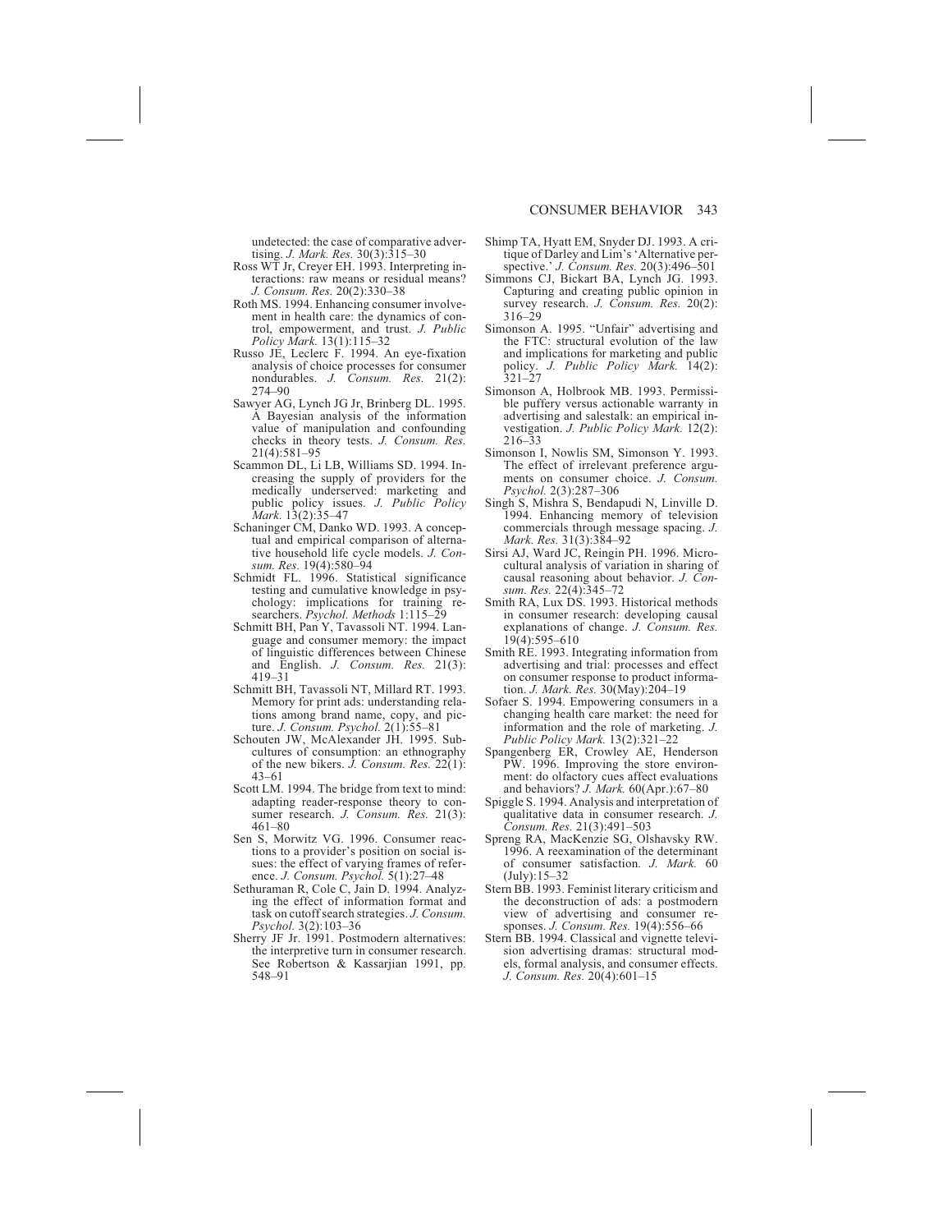undetected: the case of comparative advertising. *J. Mark. Res.* 30(3):315–30

Ross WT Jr, Creyer EH. 1993. Interpreting interactions: raw means or residual means? *J. Consum. Res.* 20(2):330–38

Roth MS. 1994. Enhancing consumer involvement in health care: the dynamics of control, empowerment, and trust. *J. Public Policy Mark.* 13(1):115–32

Russo JE, Leclerc F. 1994. An eye-fixation analysis of choice processes for consumer nondurables. *J. Consum. Res.* 21(2): 274–90

Sawyer AG, Lynch JG Jr, Brinberg DL. 1995. A Bayesian analysis of the information value of manipulation and confounding checks in theory tests. *J. Consum. Res.* 21(4):581–95

Scammon DL, Li LB, Williams SD. 1994. Increasing the supply of providers for the medically underserved: marketing and public policy issues. *J. Public Policy Mark.* 13(2):35–47

Schaninger CM, Danko WD. 1993. A conceptual and empirical comparison of alternative household life cycle models. *J. Consum. Res.* 19(4):580–94

Schmidt FL. 1996. Statistical significance testing and cumulative knowledge in psychology: implications for training researchers. *Psychol. Methods* 1:115–29

Schmitt BH, Pan Y, Tavassoli NT. 1994. Language and consumer memory: the impact of linguistic differences between Chinese and English. *J. Consum. Res.* 21(3): 419–31

Schmitt BH, Tavassoli NT, Millard RT. 1993. Memory for print ads: understanding relations among brand name, copy, and picture. *J. Consum. Psychol.* 2(1):55–81

Schouten JW, McAlexander JH. 1995. Subcultures of consumption: an ethnography of the new bikers. *J. Consum. Res.* 22(1): 43–61

Scott LM. 1994. The bridge from text to mind: adapting reader-response theory to consumer research. *J. Consum. Res.* 21(3): 461–80

Sen S, Morwitz VG. 1996. Consumer reactions to a provider's position on social issues: the effect of varying frames of reference. *J. Consum. Psychol.* 5(1):27–48

Sethuraman R, Cole C, Jain D. 1994. Analyzing the effect of information format and task on cutoff search strategies. *J. Consum. Psychol.* 3(2):103–36

Sherry JF Jr. 1991. Postmodern alternatives: the interpretive turn in consumer research. See Robertson & Kassarjian 1991, pp. 548–91

Shimp TA, Hyatt EM, Snyder DJ. 1993. A critique of Darley and Lim's 'Alternative perspective.' *J. Consum. Res.* 20(3):496–501

Simmons CJ, Bickart BA, Lynch JG. 1993. Capturing and creating public opinion in survey research. *J. Consum. Res.* 20(2): 316–29

Simonson A. 1995. "Unfair" advertising and the FTC: structural evolution of the law and implications for marketing and public policy. *J. Public Policy Mark.* 14(2): 321–27

Simonson A, Holbrook MB. 1993. Permissible puffery versus actionable warranty in advertising and salestalk: an empirical investigation. *J. Public Policy Mark.* 12(2): 216–33

Simonson I, Nowlis SM, Simonson Y. 1993. The effect of irrelevant preference arguments on consumer choice. *J. Consum. Psychol.* 2(3):287–306

Singh S, Mishra S, Bendapudi N, Linville D. 1994. Enhancing memory of television commercials through message spacing. *J. Mark. Res.* 31(3):384–92

Sirsi AJ, Ward JC, Reingin PH. 1996. Microcultural analysis of variation in sharing of causal reasoning about behavior. *J. Consum. Res.* 22(4):345–72

Smith RA, Lux DS. 1993. Historical methods in consumer research: developing causal explanations of change. *J. Consum. Res.* 19(4):595–610

Smith RE. 1993. Integrating information from advertising and trial: processes and effect on consumer response to product information. *J. Mark. Res.* 30(May):204–19

Sofaer S. 1994. Empowering consumers in a changing health care market: the need for information and the role of marketing. *J. Public Policy Mark.* 13(2):321–22

Spangenberg ER, Crowley AE, Henderson PW. 1996. Improving the store environment: do olfactory cues affect evaluations and behaviors? *J. Mark.* 60(Apr.):67–80

Spiggle S. 1994. Analysis and interpretation of qualitative data in consumer research. *J. Consum. Res.* 21(3):491–503

Spreng RA, MacKenzie SG, Olshavsky RW. 1996. A reexamination of the determinant of consumer satisfaction. *J. Mark.* 60 (July):15–32

Stern BB. 1993. Feminist literary criticism and the deconstruction of ads: a postmodern view of advertising and consumer responses. *J. Consum. Res.* 19(4):556–66

Stern BB. 1994. Classical and vignette television advertising dramas: structural models, formal analysis, and consumer effects. *J. Consum. Res.* 20(4):601–15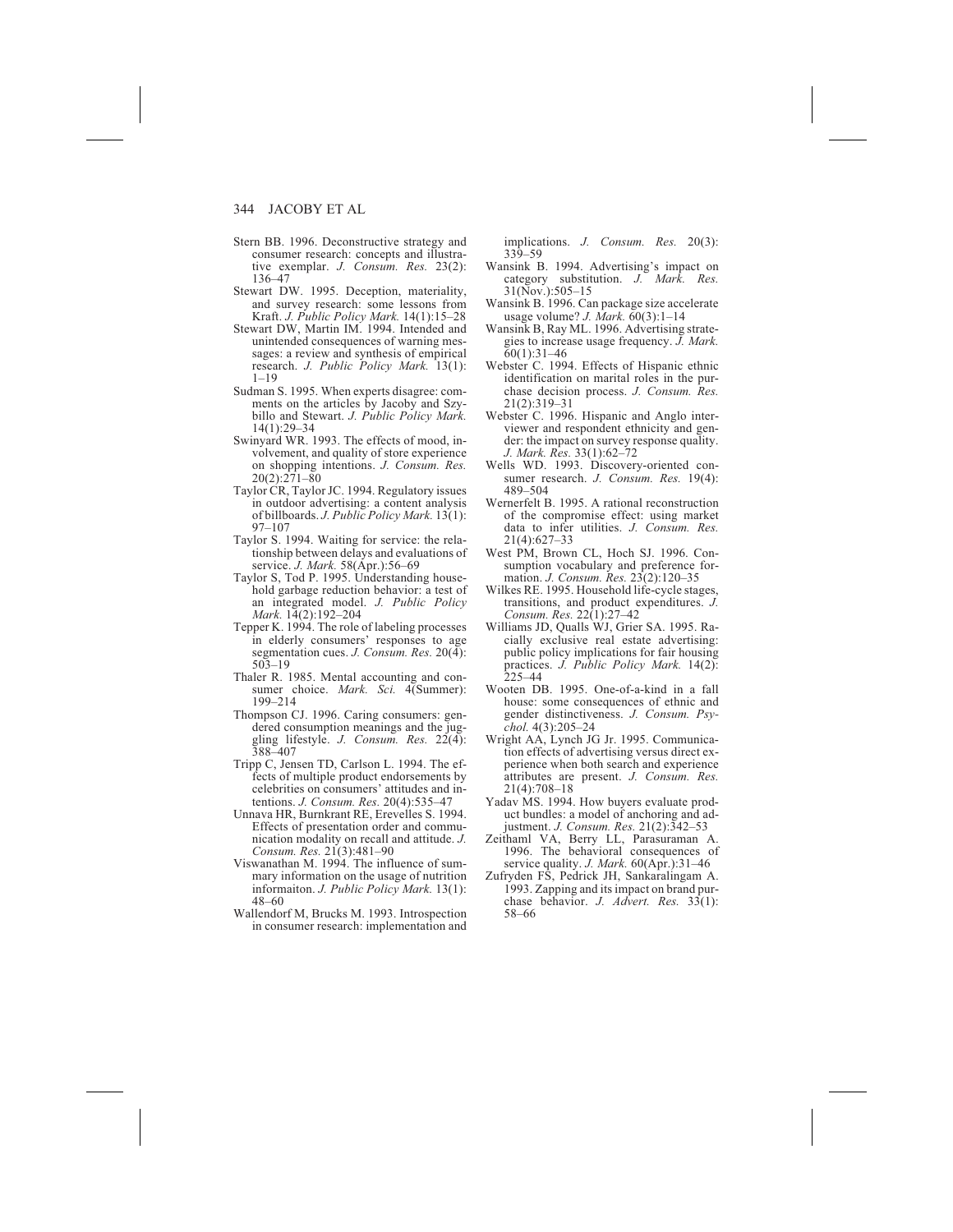Stern BB. 1996. Deconstructive strategy and consumer research: concepts and illustrative exemplar. *J. Consum. Res.* 23(2): 136–47

Stewart DW. 1995. Deception, materiality, and survey research: some lessons from Kraft. *J. Public Policy Mark.* 14(1):15–28

Stewart DW, Martin IM. 1994. Intended and unintended consequences of warning messages: a review and synthesis of empirical research. *J. Public Policy Mark.* 13(1): 1–19

Sudman S. 1995. When experts disagree: comments on the articles by Jacoby and Szybillo and Stewart. *J. Public Policy Mark.* 14(1):29–34

Swinyard WR. 1993. The effects of mood, involvement, and quality of store experience on shopping intentions. *J. Consum. Res.* 20(2):271–80

Taylor CR, Taylor JC. 1994. Regulatory issues in outdoor advertising: a content analysis of billboards. *J. Public Policy Mark.* 13(1): 97–107

Taylor S. 1994. Waiting for service: the relationship between delays and evaluations of service. *J. Mark.* 58(Apr.):56–69

Taylor S, Tod P. 1995. Understanding household garbage reduction behavior: a test of an integrated model. *J. Public Policy Mark.* 14(2):192–204

Tepper K. 1994. The role of labeling processes in elderly consumers' responses to age segmentation cues. *J. Consum. Res.* 20(4): 503–19

Thaler R. 1985. Mental accounting and consumer choice. *Mark. Sci.* 4(Summer): 199–214

Thompson CJ. 1996. Caring consumers: gendered consumption meanings and the juggling lifestyle. *J. Consum. Res.* 22(4): 388–407

Tripp C, Jensen TD, Carlson L. 1994. The effects of multiple product endorsements by celebrities on consumers' attitudes and intentions. *J. Consum. Res.* 20(4):535–47

Unnava HR, Burnkrant RE, Erevelles S. 1994. Effects of presentation order and communication modality on recall and attitude. *J. Consum. Res.* 21(3):481–90

Viswanathan M. 1994. The influence of summary information on the usage of nutrition informaiton. *J. Public Policy Mark.* 13(1): 48–60

Wallendorf M, Brucks M. 1993. Introspection in consumer research: implementation and implications. *J. Consum. Res.* 20(3): 339–59

Wansink B. 1994. Advertising's impact on category substitution. *J. Mark. Res.* 31(Nov.):505–15

Wansink B. 1996. Can package size accelerate usage volume? *J. Mark.* 60(3):1–14

Wansink B, Ray ML. 1996. Advertising strategies to increase usage frequency. *J. Mark.* 60(1):31–46

Webster C. 1994. Effects of Hispanic ethnic identification on marital roles in the purchase decision process. *J. Consum. Res.* 21(2):319–31

Webster C. 1996. Hispanic and Anglo interviewer and respondent ethnicity and gender: the impact on survey response quality. *J. Mark. Res.* 33(1):62–72

Wells WD. 1993. Discovery-oriented consumer research. *J. Consum. Res.* 19(4): 489–504

Wernerfelt B. 1995. A rational reconstruction of the compromise effect: using market data to infer utilities. *J. Consum. Res.* 21(4):627–33

West PM, Brown CL, Hoch SJ. 1996. Consumption vocabulary and preference formation. *J. Consum. Res.* 23(2):120–35

Wilkes RE. 1995. Household life-cycle stages, transitions, and product expenditures. *J. Consum. Res.* 22(1):27–42

Williams JD, Qualls WJ, Grier SA. 1995. Racially exclusive real estate advertising: public policy implications for fair housing practices. *J. Public Policy Mark.* 14(2): 225–44

Wooten DB. 1995. One-of-a-kind in a fall house: some consequences of ethnic and gender distinctiveness. *J. Consum. Psychol.* 4(3):205–24

Wright AA, Lynch JG Jr. 1995. Communication effects of advertising versus direct experience when both search and experience attributes are present. *J. Consum. Res.* 21(4):708–18

Yadav MS. 1994. How buyers evaluate product bundles: a model of anchoring and adjustment. *J. Consum. Res.* 21(2):342–53

Zeithaml VA, Berry LL, Parasuraman A. 1996. The behavioral consequences of service quality. *J. Mark.* 60(Apr.):31–46

Zufryden FS, Pedrick JH, Sankaralingam A. 1993. Zapping and its impact on brand purchase behavior. *J. Advert. Res.* 33(1): 58–66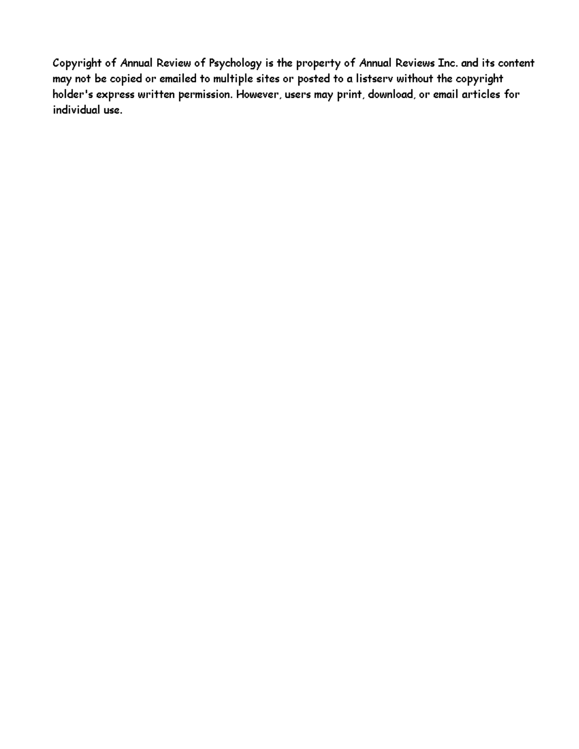Copyright of Annual Review of Psychology is the property of Annual Reviews Inc. and its content may not be copied or emailed to multiple sites or posted to a listserv without the copyright holder's express written permission. However, users may print, download, or email articles for individual use.